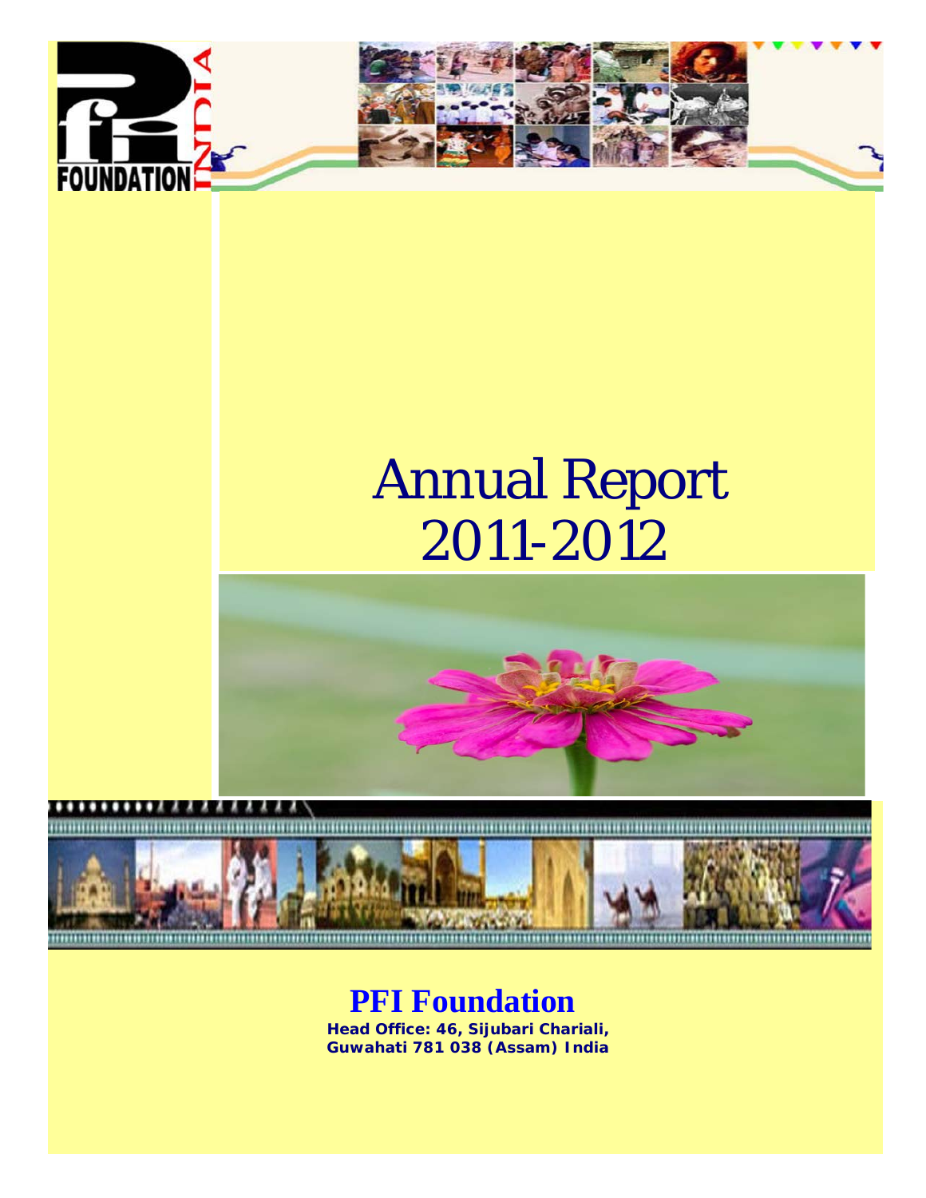FOUNDATION INDIA

# Annual Report 2011-2012

## PFI Foundation

**Head Office: 46, Sijubari Chariali, Guwahati 781 038 (Assam) India**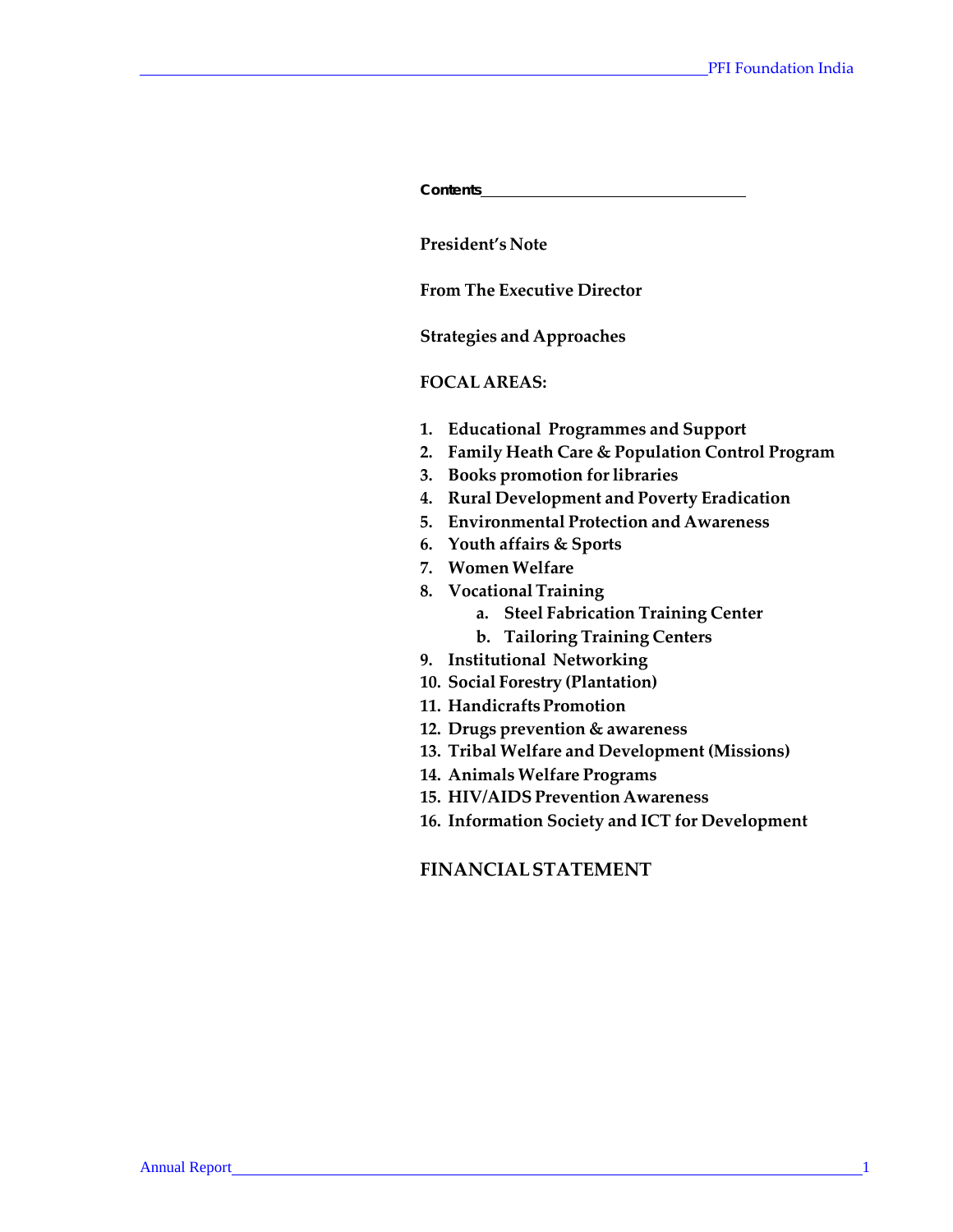**Contents**

**President's Note**

**From The Executive Director**

**Strategies and Approaches**

**FOCAL AREAS:**

1. **Educational Programmes and Support**
2. **Family Heath Care & Population Control Program**
3. **Books promotion for libraries**
4. **Rural Development and Poverty Eradication**
5. **Environmental Protection and Awareness**
6. **Youth affairs & Sports**
7. **Women Welfare**
8. **Vocational Training**
    a. **Steel Fabrication Training Center**
    b. **Tailoring Training Centers**
9. **Institutional Networking**
10. **Social Forestry (Plantation)**
11. **Handicrafts Promotion**
12. **Drugs prevention & awareness**
13. **Tribal Welfare and Development (Missions)**
14. **Animals Welfare Programs**
15. **HIV/AIDS Prevention Awareness**
16. **Information Society and ICT for Development**

**FINANCIAL STATEMENT**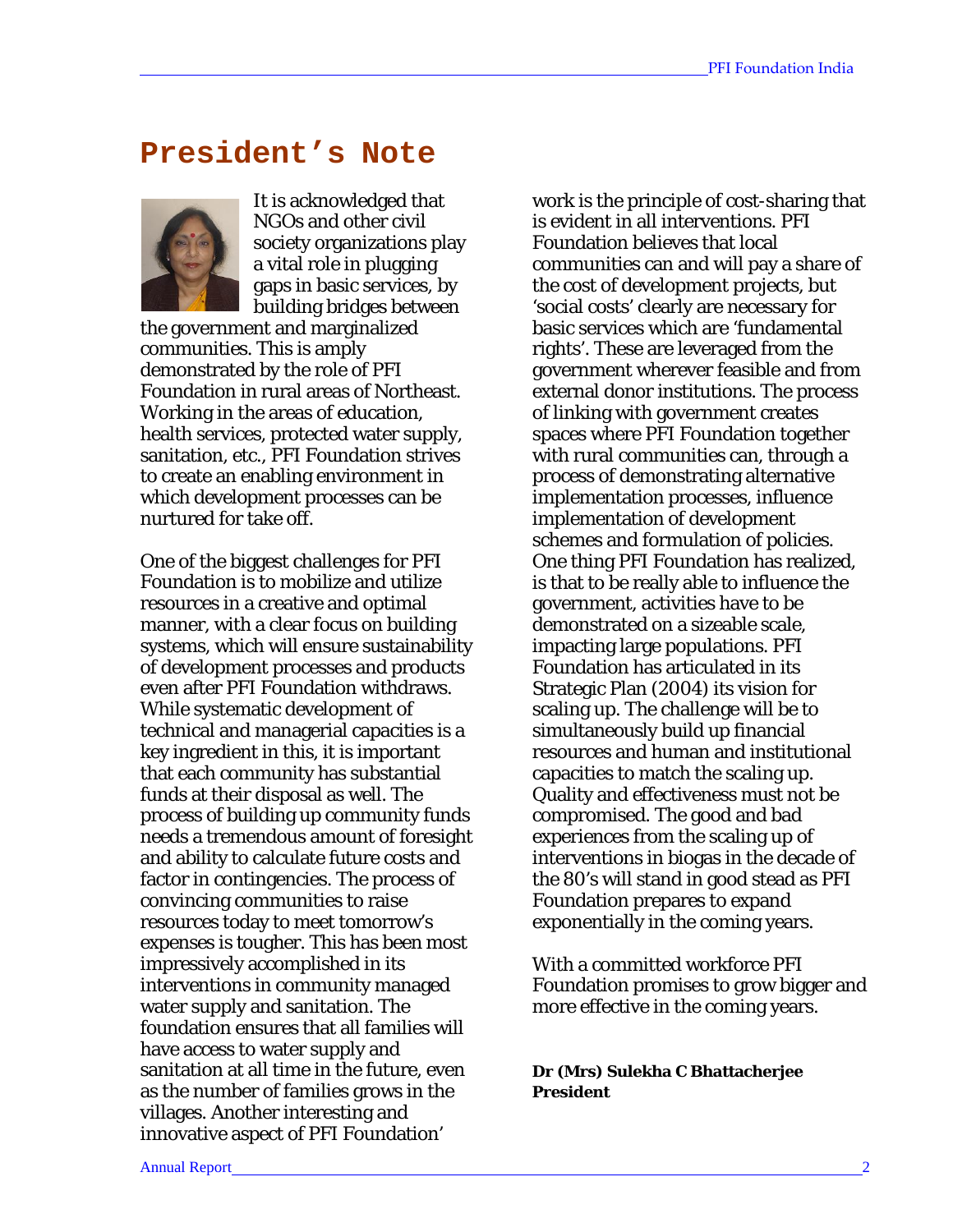# President's Note

It is acknowledged that NGOs and other civil society organizations play a vital role in plugging gaps in basic services, by building bridges between the government and marginalized communities. This is amply demonstrated by the role of PFI Foundation in rural areas of Northeast. Working in the areas of education, health services, protected water supply, sanitation, etc., PFI Foundation strives to create an enabling environment in which development processes can be nurtured for take off.

One of the biggest challenges for PFI Foundation is to mobilize and utilize resources in a creative and optimal manner, with a clear focus on building systems, which will ensure sustainability of development processes and products even after PFI Foundation withdraws. While systematic development of technical and managerial capacities is a key ingredient in this, it is important that each community has substantial funds at their disposal as well. The process of building up community funds needs a tremendous amount of foresight and ability to calculate future costs and factor in contingencies. The process of convincing communities to raise resources today to meet tomorrow's expenses is tougher. This has been most impressively accomplished in its interventions in community managed water supply and sanitation. The foundation ensures that all families will have access to water supply and sanitation at all time in the future, even as the number of families grows in the villages. Another interesting and innovative aspect of PFI Foundation' work is the principle of cost-sharing that is evident in all interventions. PFI Foundation believes that local communities can and will pay a share of the cost of development projects, but 'social costs' clearly are necessary for basic services which are 'fundamental rights'. These are leveraged from the government wherever feasible and from external donor institutions. The process of linking with government creates spaces where PFI Foundation together with rural communities can, through a process of demonstrating alternative implementation processes, influence implementation of development schemes and formulation of policies. One thing PFI Foundation has realized, is that to be really able to influence the government, activities have to be demonstrated on a sizeable scale, impacting large populations. PFI Foundation has articulated in its Strategic Plan (2004) its vision for scaling up. The challenge will be to simultaneously build up financial resources and human and institutional capacities to match the scaling up. Quality and effectiveness must not be compromised. The good and bad experiences from the scaling up of interventions in biogas in the decade of the 80's will stand in good stead as PFI Foundation prepares to expand exponentially in the coming years.

With a committed workforce PFI Foundation promises to grow bigger and more effective in the coming years.

**Dr (Mrs) Sulekha C Bhattacherjee**
**President**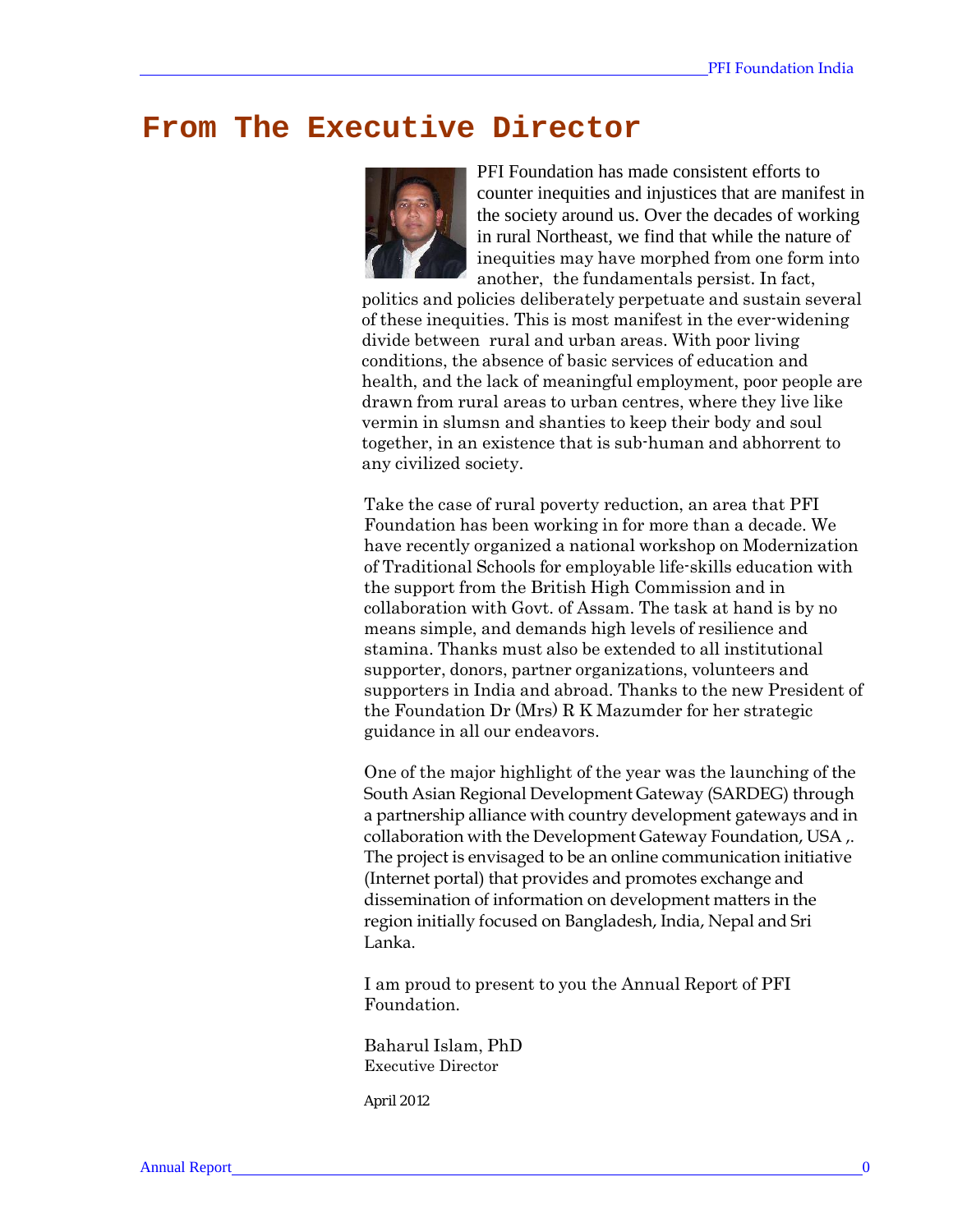# From The Executive Director

PFI Foundation has made consistent efforts to counter inequities and injustices that are manifest in the society around us. Over the decades of working in rural Northeast, we find that while the nature of inequities may have morphed from one form into another, the fundamentals persist. In fact, politics and policies deliberately perpetuate and sustain several of these inequities. This is most manifest in the ever-widening divide between rural and urban areas. With poor living conditions, the absence of basic services of education and health, and the lack of meaningful employment, poor people are drawn from rural areas to urban centres, where they live like vermin in slumsn and shanties to keep their body and soul together, in an existence that is sub-human and abhorrent to any civilized society.

Take the case of rural poverty reduction, an area that PFI Foundation has been working in for more than a decade. We have recently organized a national workshop on Modernization of Traditional Schools for employable life-skills education with the support from the British High Commission and in collaboration with Govt. of Assam. The task at hand is by no means simple, and demands high levels of resilience and stamina. Thanks must also be extended to all institutional supporter, donors, partner organizations, volunteers and supporters in India and abroad. Thanks to the new President of the Foundation Dr (Mrs) R K Mazumder for her strategic guidance in all our endeavors.

One of the major highlight of the year was the launching of the South Asian Regional Development Gateway (SARDEG) through a partnership alliance with country development gateways and in collaboration with the Development Gateway Foundation, USA ,. The project is envisaged to be an online communication initiative (Internet portal) that provides and promotes exchange and dissemination of information on development matters in the region initially focused on Bangladesh, India, Nepal and Sri Lanka.

I am proud to present to you the Annual Report of PFI Foundation.

Baharul Islam, PhD
Executive Director

April 2012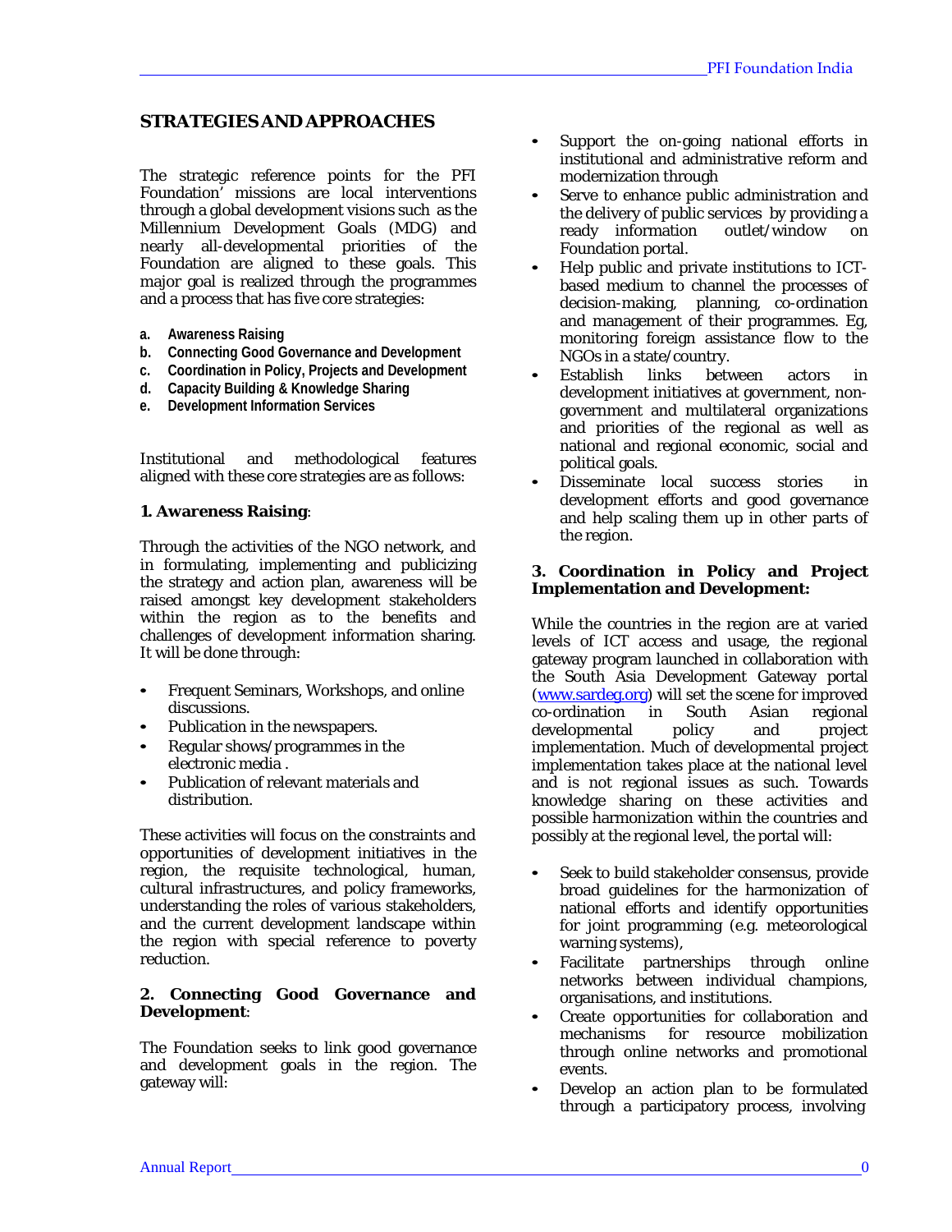## STRATEGIES AND APPROACHES

The strategic reference points for the PFI Foundation' missions are local interventions through a global development visions such as the Millennium Development Goals (MDG) and nearly all-developmental priorities of the Foundation are aligned to these goals. This major goal is realized through the programmes and a process that has five core strategies:

a. **Awareness Raising**
b. **Connecting Good Governance and Development**
c. **Coordination in Policy, Projects and Development**
d. **Capacity Building & Knowledge Sharing**
e. **Development Information Services**

Institutional and methodological features aligned with these core strategies are as follows:

**1. Awareness Raising**:

Through the activities of the NGO network, and in formulating, implementing and publicizing the strategy and action plan, awareness will be raised amongst key development stakeholders within the region as to the benefits and challenges of development information sharing. It will be done through:

- Frequent Seminars, Workshops, and online discussions.
- Publication in the newspapers.
- Regular shows/programmes in the electronic media .
- Publication of relevant materials and distribution.

These activities will focus on the constraints and opportunities of development initiatives in the region, the requisite technological, human, cultural infrastructures, and policy frameworks, understanding the roles of various stakeholders, and the current development landscape within the region with special reference to poverty reduction.

**2. Connecting Good Governance and Development**:

The Foundation seeks to link good governance and development goals in the region. The gateway will:

- Support the on-going national efforts in institutional and administrative reform and modernization through
- Serve to enhance public administration and the delivery of public services by providing a ready information outlet/window on Foundation portal.
- Help public and private institutions to ICT-based medium to channel the processes of decision-making, planning, co-ordination and management of their programmes. Eg, monitoring foreign assistance flow to the NGOs in a state/country.
- Establish links between actors in development initiatives at government, non-government and multilateral organizations and priorities of the regional as well as national and regional economic, social and political goals.
- Disseminate local success stories in development efforts and good governance and help scaling them up in other parts of the region.

**3. Coordination in Policy and Project Implementation and Development:**

While the countries in the region are at varied levels of ICT access and usage, the regional gateway program launched in collaboration with the South Asia Development Gateway portal (www.sardeg.org) will set the scene for improved co-ordination in South Asian regional developmental policy and project implementation. Much of developmental project implementation takes place at the national level and is not regional issues as such. Towards knowledge sharing on these activities and possible harmonization within the countries and possibly at the regional level, the portal will:

- Seek to build stakeholder consensus, provide broad guidelines for the harmonization of national efforts and identify opportunities for joint programming (e.g. meteorological warning systems),
- Facilitate partnerships through online networks between individual champions, organisations, and institutions.
- Create opportunities for collaboration and mechanisms for resource mobilization through online networks and promotional events.
- Develop an action plan to be formulated through a participatory process, involving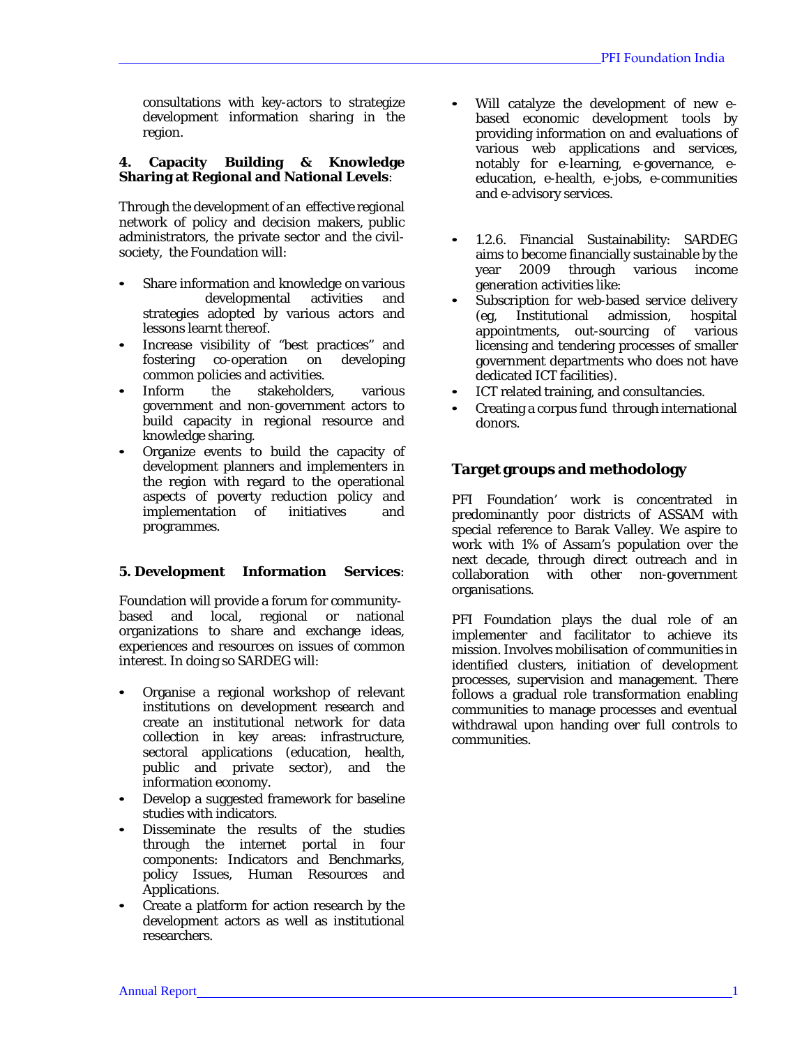consultations with key-actors to strategize development information sharing in the region.

**4. Capacity Building & Knowledge Sharing at Regional and National Levels**:

Through the development of an effective regional network of policy and decision makers, public administrators, the private sector and the civil-society, the Foundation will:

- Share information and knowledge on various developmental activities and strategies adopted by various actors and lessons learnt thereof.
- Increase visibility of "best practices" and fostering co-operation on developing common policies and activities.
- Inform the stakeholders, various government and non-government actors to build capacity in regional resource and knowledge sharing.
- Organize events to build the capacity of development planners and implementers in the region with regard to the operational aspects of poverty reduction policy and implementation of initiatives and programmes.

**5. Development Information Services**:

Foundation will provide a forum for community-based and local, regional or national organizations to share and exchange ideas, experiences and resources on issues of common interest. In doing so SARDEG will:

- Organise a regional workshop of relevant institutions on development research and create an institutional network for data collection in key areas: infrastructure, sectoral applications (education, health, public and private sector), and the information economy.
- Develop a suggested framework for baseline studies with indicators.
- Disseminate the results of the studies through the internet portal in four components: Indicators and Benchmarks, policy Issues, Human Resources and Applications.
- Create a platform for action research by the development actors as well as institutional researchers.
- Will catalyze the development of new e-based economic development tools by providing information on and evaluations of various web applications and services, notably for e-learning, e-governance, e-education, e-health, e-jobs, e-communities and e-advisory services.

- 1.2.6. Financial Sustainability: SARDEG aims to become financially sustainable by the year 2009 through various income generation activities like:
- Subscription for web-based service delivery (eg, Institutional admission, hospital appointments, out-sourcing of various licensing and tendering processes of smaller government departments who does not have dedicated ICT facilities).
- ICT related training, and consultancies.
- Creating a corpus fund through international donors.

## Target groups and methodology

PFI Foundation' work is concentrated in predominantly poor districts of ASSAM with special reference to Barak Valley. We aspire to work with 1% of Assam's population over the next decade, through direct outreach and in collaboration with other non-government organisations.

PFI Foundation plays the dual role of an implementer and facilitator to achieve its mission. Involves mobilisation of communities in identified clusters, initiation of development processes, supervision and management. There follows a gradual role transformation enabling communities to manage processes and eventual withdrawal upon handing over full controls to communities.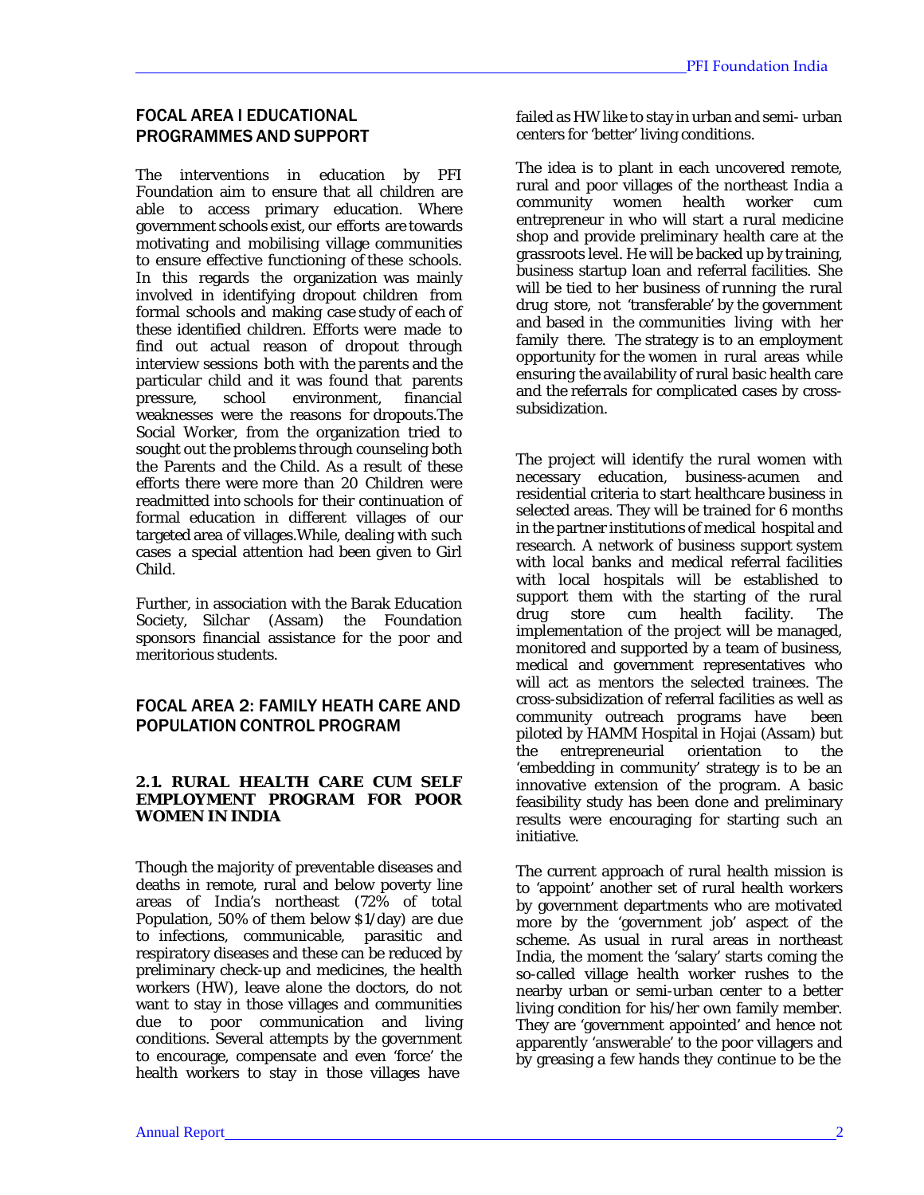## FOCAL AREA I EDUCATIONAL PROGRAMMES AND SUPPORT

The interventions in education by PFI Foundation aim to ensure that all children are able to access primary education. Where government schools exist, our efforts are towards motivating and mobilising village communities to ensure effective functioning of these schools. In this regards the organization was mainly involved in identifying dropout children from formal schools and making case study of each of these identified children. Efforts were made to find out actual reason of dropout through interview sessions both with the parents and the particular child and it was found that parents pressure, school environment, financial weaknesses were the reasons for dropouts.The Social Worker, from the organization tried to sought out the problems through counseling both the Parents and the Child. As a result of these efforts there were more than 20 Children were readmitted into schools for their continuation of formal education in different villages of our targeted area of villages.While, dealing with such cases a special attention had been given to Girl Child.

Further, in association with the Barak Education Society, Silchar (Assam) the Foundation sponsors financial assistance for the poor and meritorious students.

## FOCAL AREA 2: FAMILY HEATH CARE AND POPULATION CONTROL PROGRAM

### 2.1. RURAL HEALTH CARE CUM SELF EMPLOYMENT PROGRAM FOR POOR WOMEN IN INDIA

Though the majority of preventable diseases and deaths in remote, rural and below poverty line areas of India's northeast (72% of total Population, 50% of them below $1/day) are due to infections, communicable, parasitic and respiratory diseases and these can be reduced by preliminary check-up and medicines, the health workers (HW), leave alone the doctors, do not want to stay in those villages and communities due to poor communication and living conditions. Several attempts by the government to encourage, compensate and even 'force' the health workers to stay in those villages have failed as HW like to stay in urban and semi- urban centers for 'better' living conditions.

The idea is to plant in each uncovered remote, rural and poor villages of the northeast India a community women health worker cum entrepreneur in who will start a rural medicine shop and provide preliminary health care at the grassroots level. He will be backed up by training, business startup loan and referral facilities. She will be tied to her business of running the rural drug store, not 'transferable' by the government and based in the communities living with her family there. The strategy is to an employment opportunity for the women in rural areas while ensuring the availability of rural basic health care and the referrals for complicated cases by cross-subsidization.

The project will identify the rural women with necessary education, business-acumen and residential criteria to start healthcare business in selected areas. They will be trained for 6 months in the partner institutions of medical hospital and research. A network of business support system with local banks and medical referral facilities with local hospitals will be established to support them with the starting of the rural drug store cum health facility. The implementation of the project will be managed, monitored and supported by a team of business, medical and government representatives who will act as mentors the selected trainees. The cross-subsidization of referral facilities as well as community outreach programs have been piloted by HAMM Hospital in Hojai (Assam) but the entrepreneurial orientation to the 'embedding in community' strategy is to be an innovative extension of the program. A basic feasibility study has been done and preliminary results were encouraging for starting such an initiative.

The current approach of rural health mission is to 'appoint' another set of rural health workers by government departments who are motivated more by the 'government job' aspect of the scheme. As usual in rural areas in northeast India, the moment the 'salary' starts coming the so-called village health worker rushes to the nearby urban or semi-urban center to a better living condition for his/her own family member. They are 'government appointed' and hence not apparently 'answerable' to the poor villagers and by greasing a few hands they continue to be the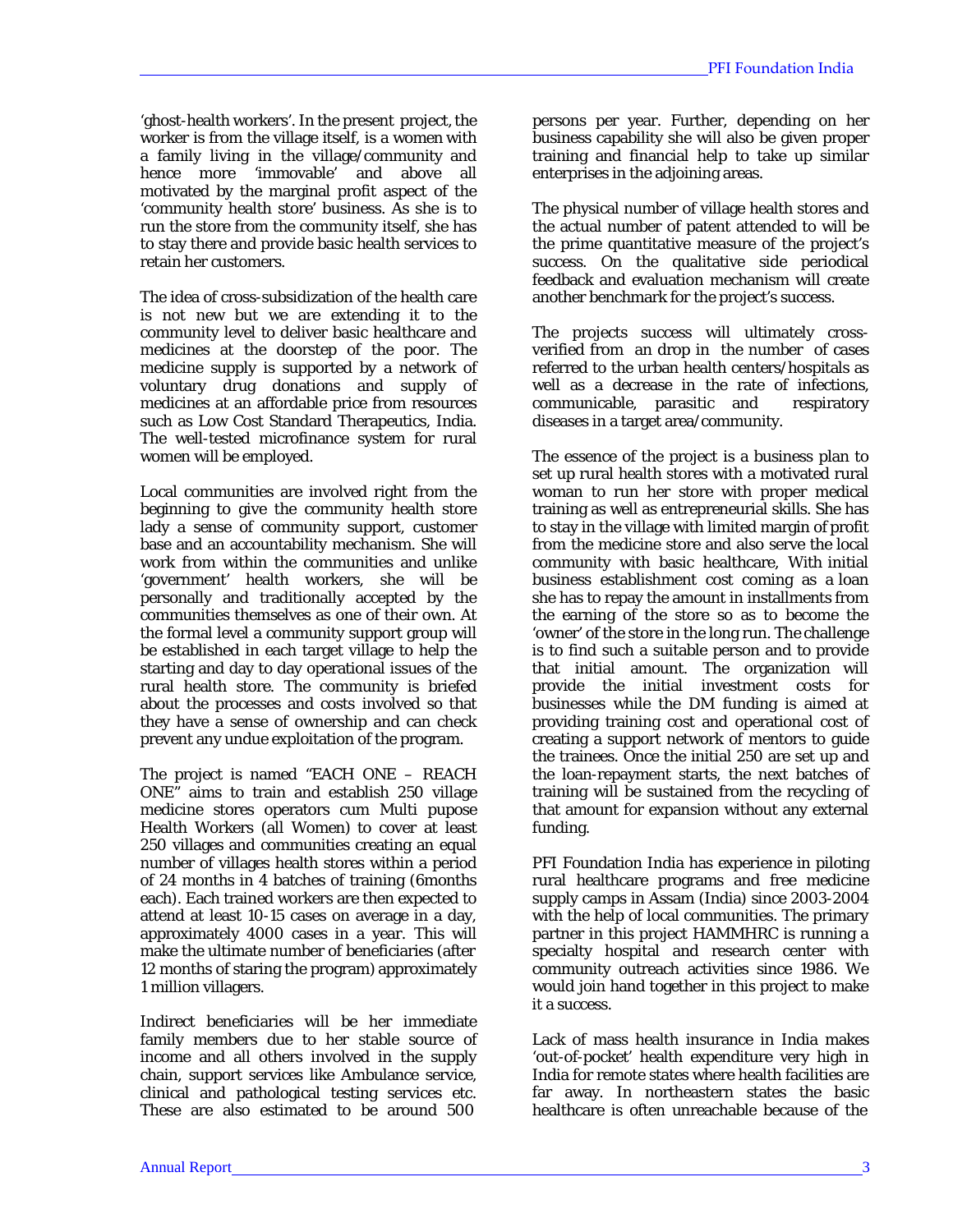'ghost-health workers'. In the present project, the worker is from the village itself, is a women with a family living in the village/community and hence more 'immovable' and above all motivated by the marginal profit aspect of the 'community health store' business. As she is to run the store from the community itself, she has to stay there and provide basic health services to retain her customers.

The idea of cross-subsidization of the health care is not new but we are extending it to the community level to deliver basic healthcare and medicines at the doorstep of the poor. The medicine supply is supported by a network of voluntary drug donations and supply of medicines at an affordable price from resources such as Low Cost Standard Therapeutics, India. The well-tested microfinance system for rural women will be employed.

Local communities are involved right from the beginning to give the community health store lady a sense of community support, customer base and an accountability mechanism. She will work from within the communities and unlike 'government' health workers, she will be personally and traditionally accepted by the communities themselves as one of their own. At the formal level a community support group will be established in each target village to help the starting and day to day operational issues of the rural health store. The community is briefed about the processes and costs involved so that they have a sense of ownership and can check prevent any undue exploitation of the program.

The project is named "EACH ONE – REACH ONE" aims to train and establish 250 village medicine stores operators cum Multi pupose Health Workers (all Women) to cover at least 250 villages and communities creating an equal number of villages health stores within a period of 24 months in 4 batches of training (6months each). Each trained workers are then expected to attend at least 10-15 cases on average in a day, approximately 4000 cases in a year. This will make the ultimate number of beneficiaries (after 12 months of staring the program) approximately 1 million villagers.

Indirect beneficiaries will be her immediate family members due to her stable source of income and all others involved in the supply chain, support services like Ambulance service, clinical and pathological testing services etc. These are also estimated to be around 500 persons per year. Further, depending on her business capability she will also be given proper training and financial help to take up similar enterprises in the adjoining areas.

The physical number of village health stores and the actual number of patent attended to will be the prime quantitative measure of the project's success. On the qualitative side periodical feedback and evaluation mechanism will create another benchmark for the project's success.

The projects success will ultimately cross-verified from an drop in the number of cases referred to the urban health centers/hospitals as well as a decrease in the rate of infections, communicable, parasitic and respiratory diseases in a target area/community.

The essence of the project is a business plan to set up rural health stores with a motivated rural woman to run her store with proper medical training as well as entrepreneurial skills. She has to stay in the village with limited margin of profit from the medicine store and also serve the local community with basic healthcare, With initial business establishment cost coming as a loan she has to repay the amount in installments from the earning of the store so as to become the 'owner' of the store in the long run. The challenge is to find such a suitable person and to provide that initial amount. The organization will provide the initial investment costs for businesses while the DM funding is aimed at providing training cost and operational cost of creating a support network of mentors to guide the trainees. Once the initial 250 are set up and the loan-repayment starts, the next batches of training will be sustained from the recycling of that amount for expansion without any external funding.

PFI Foundation India has experience in piloting rural healthcare programs and free medicine supply camps in Assam (India) since 2003-2004 with the help of local communities. The primary partner in this project HAMMHRC is running a specialty hospital and research center with community outreach activities since 1986. We would join hand together in this project to make it a success.

Lack of mass health insurance in India makes 'out-of-pocket' health expenditure very high in India for remote states where health facilities are far away. In northeastern states the basic healthcare is often unreachable because of the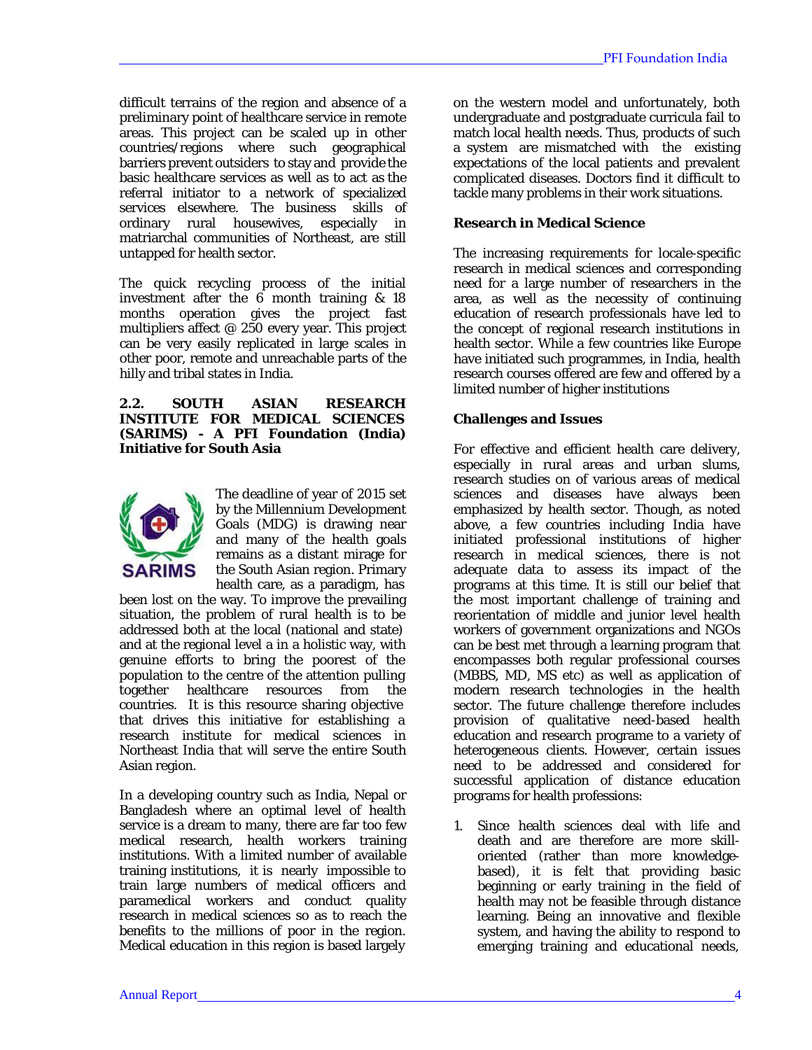difficult terrains of the region and absence of a preliminary point of healthcare service in remote areas. This project can be scaled up in other countries/regions where such geographical barriers prevent outsiders to stay and provide the basic healthcare services as well as to act as the referral initiator to a network of specialized services elsewhere. The business skills of ordinary rural housewives, especially in matriarchal communities of Northeast, are still untapped for health sector.

The quick recycling process of the initial investment after the 6 month training & 18 months operation gives the project fast multipliers affect @ 250 every year. This project can be very easily replicated in large scales in other poor, remote and unreachable parts of the hilly and tribal states in India.

### 2.2. SOUTH ASIAN RESEARCH INSTITUTE FOR MEDICAL SCIENCES (SARIMS) - A PFI Foundation (India) Initiative for South Asia

SARIMS

The deadline of year of 2015 set by the Millennium Development Goals (MDG) is drawing near and many of the health goals remains as a distant mirage for the South Asian region. Primary health care, as a paradigm, has been lost on the way. To improve the prevailing situation, the problem of rural health is to be addressed both at the local (national and state) and at the regional level a in a holistic way, with genuine efforts to bring the poorest of the population to the centre of the attention pulling together healthcare resources from the countries. It is this resource sharing objective that drives this initiative for establishing a research institute for medical sciences in Northeast India that will serve the entire South Asian region.

In a developing country such as India, Nepal or Bangladesh where an optimal level of health service is a dream to many, there are far too few medical research, health workers training institutions. With a limited number of available training institutions, it is nearly impossible to train large numbers of medical officers and paramedical workers and conduct quality research in medical sciences so as to reach the benefits to the millions of poor in the region. Medical education in this region is based largely on the western model and unfortunately, both undergraduate and postgraduate curricula fail to match local health needs. Thus, products of such a system are mismatched with the existing expectations of the local patients and prevalent complicated diseases. Doctors find it difficult to tackle many problems in their work situations.

**Research in Medical Science**

The increasing requirements for locale-specific research in medical sciences and corresponding need for a large number of researchers in the area, as well as the necessity of continuing education of research professionals have led to the concept of regional research institutions in health sector. While a few countries like Europe have initiated such programmes, in India, health research courses offered are few and offered by a limited number of higher institutions

**Challenges and Issues**

For effective and efficient health care delivery, especially in rural areas and urban slums, research studies on of various areas of medical sciences and diseases have always been emphasized by health sector. Though, as noted above, a few countries including India have initiated professional institutions of higher research in medical sciences, there is not adequate data to assess its impact of the programs at this time. It is still our belief that the most important challenge of training and reorientation of middle and junior level health workers of government organizations and NGOs can be best met through a learning program that encompasses both regular professional courses (MBBS, MD, MS etc) as well as application of modern research technologies in the field of health sector. The future challenge therefore includes provision of qualitative need-based health education and research programe to a variety of heterogeneous clients. However, certain issues need to be addressed and considered for successful application of distance education programs for health professions:

1. Since health sciences deal with life and death and are therefore are more skill-oriented (rather than more knowledge-based), it is felt that providing basic beginning or early training in the field of health may not be feasible through distance learning. Being an innovative and flexible system, and having the ability to respond to emerging training and educational needs,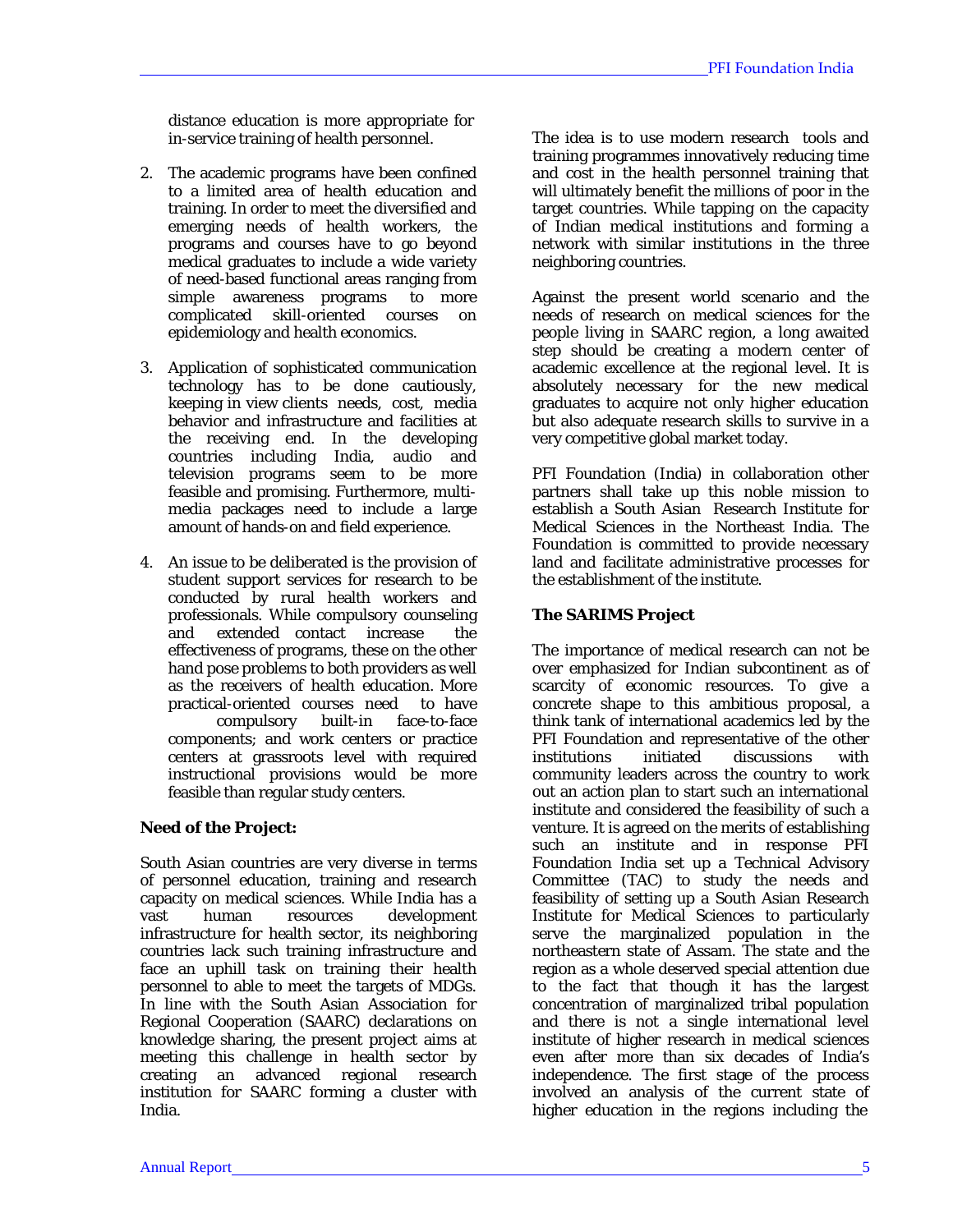distance education is more appropriate for in-service training of health personnel.

2. The academic programs have been confined to a limited area of health education and training. In order to meet the diversified and emerging needs of health workers, the programs and courses have to go beyond medical graduates to include a wide variety of need-based functional areas ranging from simple awareness programs to more complicated skill-oriented courses on epidemiology and health economics.

3. Application of sophisticated communication technology has to be done cautiously, keeping in view clients needs, cost, media behavior and infrastructure and facilities at the receiving end. In the developing countries including India, audio and television programs seem to be more feasible and promising. Furthermore, multi-media packages need to include a large amount of hands-on and field experience.

4. An issue to be deliberated is the provision of student support services for research to be conducted by rural health workers and professionals. While compulsory counseling and extended contact increase the effectiveness of programs, these on the other hand pose problems to both providers as well as the receivers of health education. More practical-oriented courses need to have compulsory built-in face-to-face components; and work centers or practice centers at grassroots level with required instructional provisions would be more feasible than regular study centers.

**Need of the Project:**

South Asian countries are very diverse in terms of personnel education, training and research capacity on medical sciences. While India has a vast human resources development infrastructure for health sector, its neighboring countries lack such training infrastructure and face an uphill task on training their health personnel to able to meet the targets of MDGs. In line with the South Asian Association for Regional Cooperation (SAARC) declarations on knowledge sharing, the present project aims at meeting this challenge in health sector by creating an advanced regional research institution for SAARC forming a cluster with India.

The idea is to use modern research tools and training programmes innovatively reducing time and cost in the health personnel training that will ultimately benefit the millions of poor in the target countries. While tapping on the capacity of Indian medical institutions and forming a network with similar institutions in the three neighboring countries.

Against the present world scenario and the needs of research on medical sciences for the people living in SAARC region, a long awaited step should be creating a modern center of academic excellence at the regional level. It is absolutely necessary for the new medical graduates to acquire not only higher education but also adequate research skills to survive in a very competitive global market today.

PFI Foundation (India) in collaboration other partners shall take up this noble mission to establish a South Asian Research Institute for Medical Sciences in the Northeast India. The Foundation is committed to provide necessary land and facilitate administrative processes for the establishment of the institute.

**The SARIMS Project**

The importance of medical research can not be over emphasized for Indian subcontinent as of scarcity of economic resources. To give a concrete shape to this ambitious proposal, a think tank of international academics led by the PFI Foundation and representative of the other institutions initiated discussions with community leaders across the country to work out an action plan to start such an international institute and considered the feasibility of such a venture. It is agreed on the merits of establishing such an institute and in response PFI Foundation India set up a Technical Advisory Committee (TAC) to study the needs and feasibility of setting up a South Asian Research Institute for Medical Sciences to particularly serve the marginalized population in the northeastern state of Assam. The state and the region as a whole deserved special attention due to the fact that though it has the largest concentration of marginalized tribal population and there is not a single international level institute of higher research in medical sciences even after more than six decades of India's independence. The first stage of the process involved an analysis of the current state of higher education in the regions including the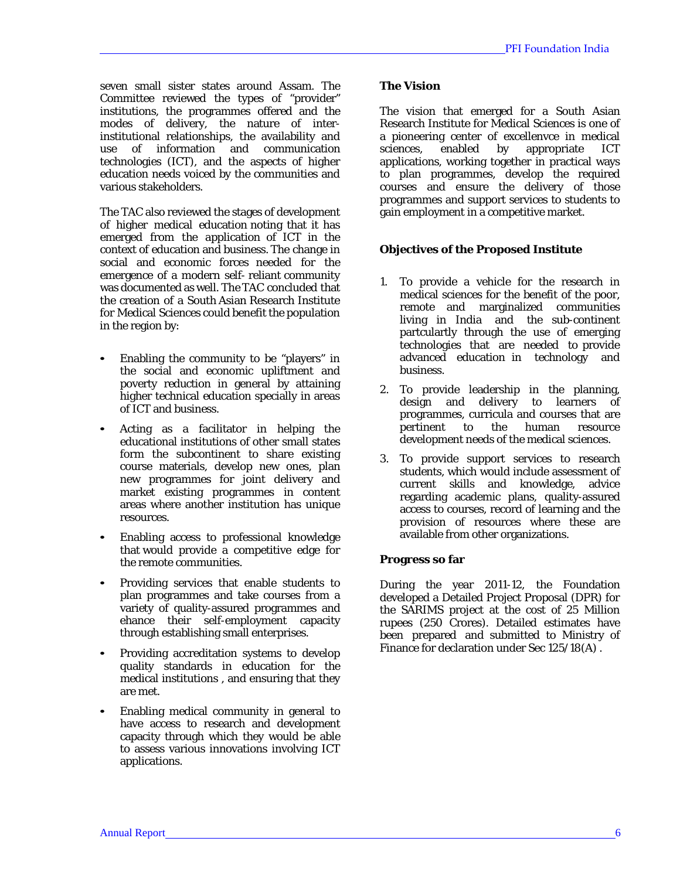seven small sister states around Assam. The Committee reviewed the types of "provider" institutions, the programmes offered and the modes of delivery, the nature of inter-institutional relationships, the availability and use of information and communication technologies (ICT), and the aspects of higher education needs voiced by the communities and various stakeholders.

The TAC also reviewed the stages of development of higher medical education noting that it has emerged from the application of ICT in the context of education and business. The change in social and economic forces needed for the emergence of a modern self- reliant community was documented as well. The TAC concluded that the creation of a South Asian Research Institute for Medical Sciences could benefit the population in the region by:

- Enabling the community to be "players" in the social and economic upliftment and poverty reduction in general by attaining higher technical education specially in areas of ICT and business.
- Acting as a facilitator in helping the educational institutions of other small states form the subcontinent to share existing course materials, develop new ones, plan new programmes for joint delivery and market existing programmes in content areas where another institution has unique resources.
- Enabling access to professional knowledge that would provide a competitive edge for the remote communities.
- Providing services that enable students to plan programmes and take courses from a variety of quality-assured programmes and ehance their self-employment capacity through establishing small enterprises.
- Providing accreditation systems to develop quality standards in education for the medical institutions , and ensuring that they are met.
- Enabling medical community in general to have access to research and development capacity through which they would be able to assess various innovations involving ICT applications.

**The Vision**

The vision that emerged for a South Asian Research Institute for Medical Sciences is one of a pioneering center of excellenvce in medical sciences, enabled by appropriate ICT applications, working together in practical ways to plan programmes, develop the required courses and ensure the delivery of those programmes and support services to students to gain employment in a competitive market.

**Objectives of the Proposed Institute**

1. To provide a vehicle for the research in medical sciences for the benefit of the poor, remote and marginalized communities living in India and the sub-continent partculartly through the use of emerging technologies that are needed to provide advanced education in technology and business.
2. To provide leadership in the planning, design and delivery to learners of programmes, curricula and courses that are pertinent to the human resource development needs of the medical sciences.
3. To provide support services to research students, which would include assessment of current skills and knowledge, advice regarding academic plans, quality-assured access to courses, record of learning and the provision of resources where these are available from other organizations.

**Progress so far**

During the year 2011-12, the Foundation developed a Detailed Project Proposal (DPR) for the SARIMS project at the cost of 25 Million rupees (250 Crores). Detailed estimates have been prepared and submitted to Ministry of Finance for declaration under Sec 125/18(A) .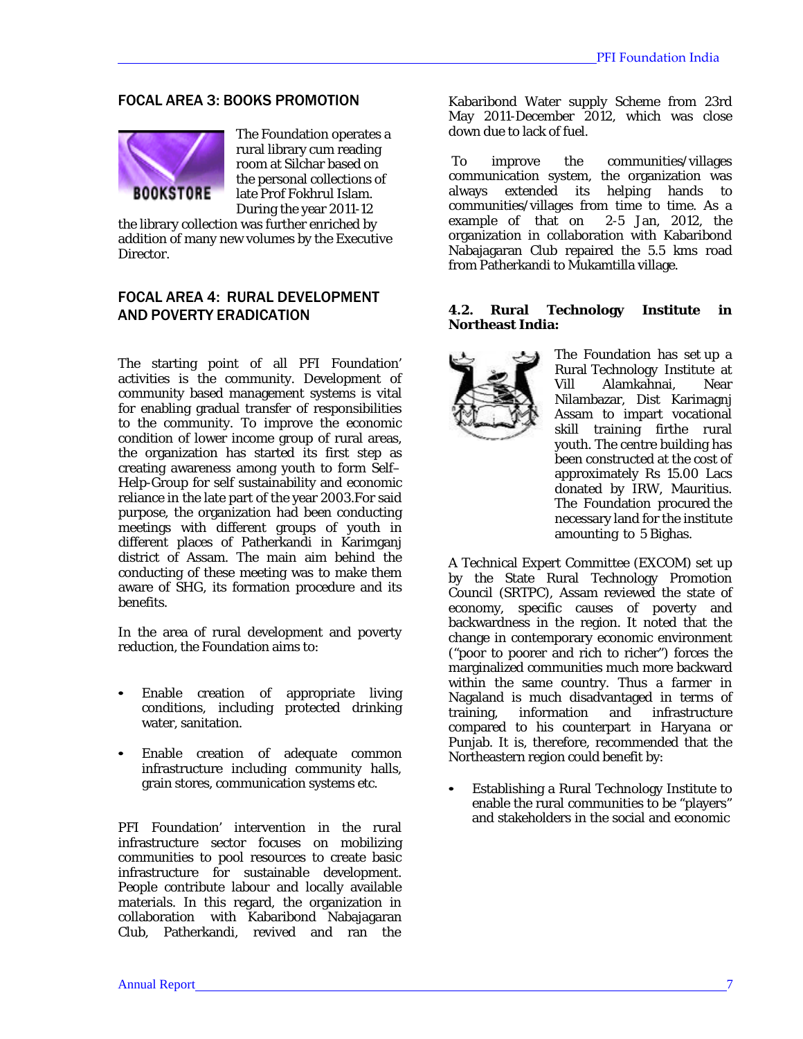## FOCAL AREA 3: BOOKS PROMOTION

The Foundation operates a rural library cum reading room at Silchar based on the personal collections of late Prof Fokhrul Islam. During the year 2011-12 the library collection was further enriched by addition of many new volumes by the Executive Director.

## FOCAL AREA 4: RURAL DEVELOPMENT AND POVERTY ERADICATION

The starting point of all PFI Foundation' activities is the community. Development of community based management systems is vital for enabling gradual transfer of responsibilities to the community. To improve the economic condition of lower income group of rural areas, the organization has started its first step as creating awareness among youth to form Self–Help-Group for self sustainability and economic reliance in the late part of the year 2003.For said purpose, the organization had been conducting meetings with different groups of youth in different places of Patherkandi in Karimganj district of Assam. The main aim behind the conducting of these meeting was to make them aware of SHG, its formation procedure and its benefits.

In the area of rural development and poverty reduction, the Foundation aims to:

- Enable creation of appropriate living conditions, including protected drinking water, sanitation.
- Enable creation of adequate common infrastructure including community halls, grain stores, communication systems etc.

PFI Foundation' intervention in the rural infrastructure sector focuses on mobilizing communities to pool resources to create basic infrastructure for sustainable development. People contribute labour and locally available materials. In this regard, the organization in collaboration with Kabaribond Nabajagaran Club, Patherkandi, revived and ran the Kabaribond Water supply Scheme from 23rd May 2011-December 2012, which was close down due to lack of fuel.

To improve the communities/villages communication system, the organization was always extended its helping hands to communities/villages from time to time. As a example of that on 2-5 Jan, 2012, the organization in collaboration with Kabaribond Nabajagaran Club repaired the 5.5 kms road from Patherkandi to Mukamtilla village.

### 4.2. Rural Technology Institute in Northeast India:

The Foundation has set up a Rural Technology Institute at Vill Alamkahnai, Near Nilambazar, Dist Karimagnj Assam to impart vocational skill training firthe rural youth. The centre building has been constructed at the cost of approximately Rs 15.00 Lacs donated by IRW, Mauritius. The Foundation procured the necessary land for the institute amounting to 5 Bighas.

A Technical Expert Committee (EXCOM) set up by the State Rural Technology Promotion Council (SRTPC), Assam reviewed the state of economy, specific causes of poverty and backwardness in the region. It noted that the change in contemporary economic environment ("poor to poorer and rich to richer") forces the marginalized communities much more backward within the same country. Thus a farmer in Nagaland is much disadvantaged in terms of training, information and infrastructure compared to his counterpart in Haryana or Punjab. It is, therefore, recommended that the Northeastern region could benefit by:

- Establishing a Rural Technology Institute to enable the rural communities to be "players" and stakeholders in the social and economic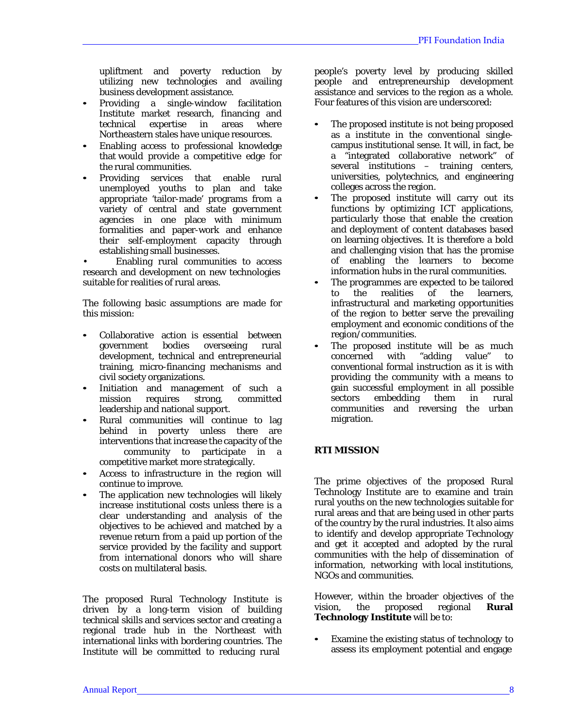upliftment and poverty reduction by utilizing new technologies and availing business development assistance.

- Providing a single-window facilitation Institute market research, financing and technical expertise in areas where Northeastern stales have unique resources.
- Enabling access to professional knowledge that would provide a competitive edge for the rural communities.
- Providing services that enable rural unemployed youths to plan and take appropriate 'tailor-made' programs from a variety of central and state government agencies in one place with minimum formalities and paper-work and enhance their self-employment capacity through establishing small businesses.
- Enabling rural communities to access research and development on new technologies suitable for realities of rural areas.

The following basic assumptions are made for this mission:

- Collaborative action is essential between government bodies overseeing rural development, technical and entrepreneurial training, micro-financing mechanisms and civil society organizations.
- Initiation and management of such a mission requires strong, committed leadership and national support.
- Rural communities will continue to lag behind in poverty unless there are interventions that increase the capacity of the community to participate in a competitive market more strategically.
- Access to infrastructure in the region will continue to improve.
- The application new technologies will likely increase institutional costs unless there is a clear understanding and analysis of the objectives to be achieved and matched by a revenue return from a paid up portion of the service provided by the facility and support from international donors who will share costs on multilateral basis.

The proposed Rural Technology Institute is driven by a long-term vision of building technical skills and services sector and creating a regional trade hub in the Northeast with international links with bordering countries. The Institute will be committed to reducing rural people's poverty level by producing skilled people and entrepreneurship development assistance and services to the region as a whole. Four features of this vision are underscored:

- The proposed institute is not being proposed as a institute in the conventional single-campus institutional sense. It will, in fact, be a "integrated collaborative network" of several institutions – training centers, universities, polytechnics, and engineering colleges across the region.
- The proposed institute will carry out its functions by optimizing ICT applications, particularly those that enable the creation and deployment of content databases based on learning objectives. It is therefore a bold and challenging vision that has the promise of enabling the learners to become information hubs in the rural communities.
- The programmes are expected to be tailored to the realities of the learners, infrastructural and marketing opportunities of the region to better serve the prevailing employment and economic conditions of the region/communities.
- The proposed institute will be as much concerned with "adding value" to conventional formal instruction as it is with providing the community with a means to gain successful employment in all possible sectors embedding them in rural communities and reversing the urban migration.

**RTI MISSION**

The prime objectives of the proposed Rural Technology Institute are to examine and train rural youths on the new technologies suitable for rural areas and that are being used in other parts of the country by the rural industries. It also aims to identify and develop appropriate Technology and get it accepted and adopted by the rural communities with the help of dissemination of information, networking with local institutions, NGOs and communities.

However, within the broader objectives of the vision, the proposed regional **Rural Technology Institute** will be to:

- Examine the existing status of technology to assess its employment potential and engage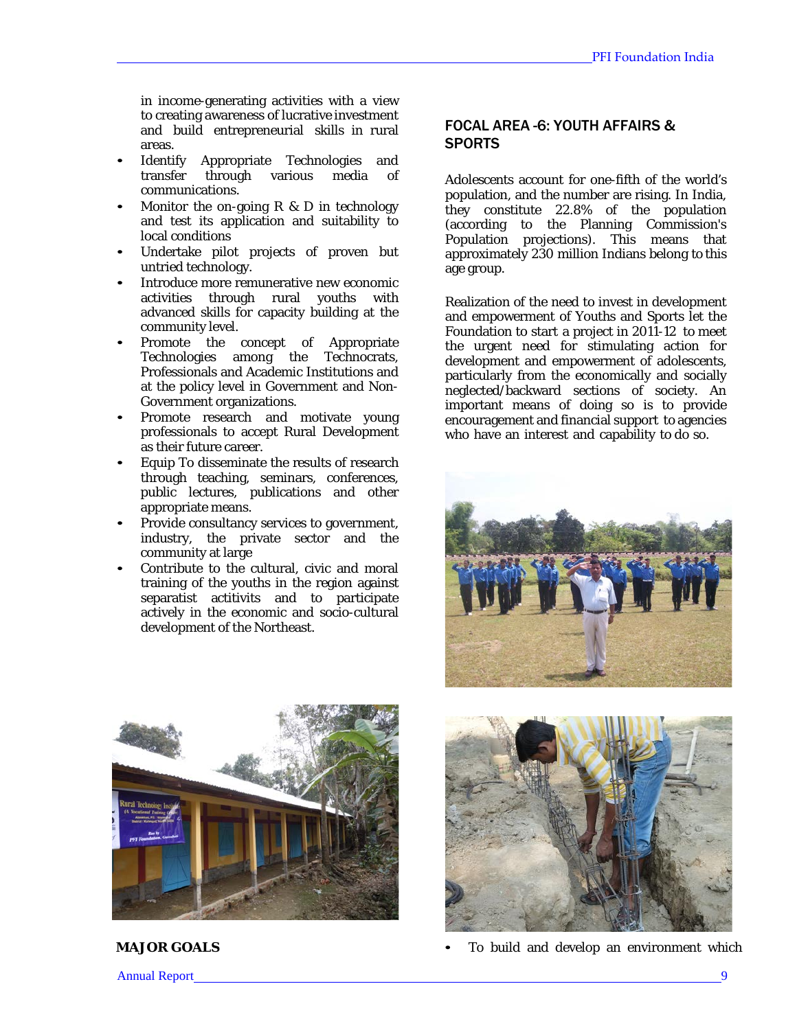in income-generating activities with a view to creating awareness of lucrative investment and build entrepreneurial skills in rural areas.

- Identify Appropriate Technologies and transfer through various media of communications.
- Monitor the on-going R & D in technology and test its application and suitability to local conditions
- Undertake pilot projects of proven but untried technology.
- Introduce more remunerative new economic activities through rural youths with advanced skills for capacity building at the community level.
- Promote the concept of Appropriate Technologies among the Technocrats, Professionals and Academic Institutions and at the policy level in Government and Non-Government organizations.
- Promote research and motivate young professionals to accept Rural Development as their future career.
- Equip To disseminate the results of research through teaching, seminars, conferences, public lectures, publications and other appropriate means.
- Provide consultancy services to government, industry, the private sector and the community at large
- Contribute to the cultural, civic and moral training of the youths in the region against separatist actitivits and to participate actively in the economic and socio-cultural development of the Northeast.

## FOCAL AREA -6: YOUTH AFFAIRS & SPORTS

Adolescents account for one-fifth of the world's population, and the number are rising. In India, they constitute 22.8% of the population (according to the Planning Commission's Population projections). This means that approximately 230 million Indians belong to this age group.

Realization of the need to invest in development and empowerment of Youths and Sports let the Foundation to start a project in 2011-12 to meet the urgent need for stimulating action for development and empowerment of adolescents, particularly from the economically and socially neglected/backward sections of society. An important means of doing so is to provide encouragement and financial support to agencies who have an interest and capability to do so.

**MAJOR GOALS**

- To build and develop an environment which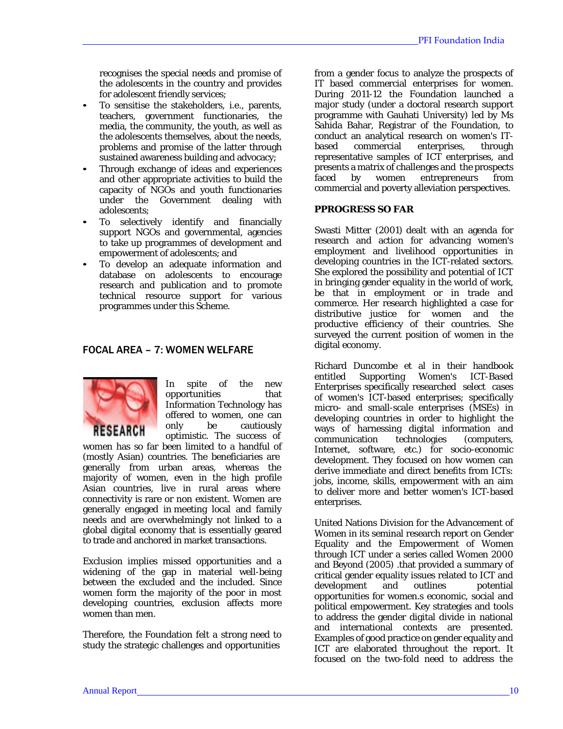recognises the special needs and promise of the adolescents in the country and provides for adolescent friendly services;

- To sensitise the stakeholders, i.e., parents, teachers, government functionaries, the media, the community, the youth, as well as the adolescents themselves, about the needs, problems and promise of the latter through sustained awareness building and advocacy;
- Through exchange of ideas and experiences and other appropriate activities to build the capacity of NGOs and youth functionaries under the Government dealing with adolescents;
- To selectively identify and financially support NGOs and governmental, agencies to take up programmes of development and empowerment of adolescents; and
- To develop an adequate information and database on adolescents to encourage research and publication and to promote technical resource support for various programmes under this Scheme.

## FOCAL AREA – 7: WOMEN WELFARE

In spite of the new opportunities that Information Technology has offered to women, one can only be cautiously optimistic. The success of women has so far been limited to a handful of (mostly Asian) countries. The beneficiaries are generally from urban areas, whereas the majority of women, even in the high profile Asian countries, live in rural areas where connectivity is rare or non existent. Women are generally engaged in meeting local and family needs and are overwhelmingly not linked to a global digital economy that is essentially geared to trade and anchored in market transactions.

Exclusion implies missed opportunities and a widening of the gap in material well-being between the excluded and the included. Since women form the majority of the poor in most developing countries, exclusion affects more women than men.

Therefore, the Foundation felt a strong need to study the strategic challenges and opportunities from a gender focus to analyze the prospects of IT based commercial enterprises for women. During 2011-12 the Foundation launched a major study (under a doctoral research support programme with Gauhati University) led by Ms Sahida Bahar, Registrar of the Foundation, to conduct an analytical research on women's IT-based commercial enterprises, through representative samples of ICT enterprises, and presents a matrix of challenges and the prospects faced by women entrepreneurs from commercial and poverty alleviation perspectives.

**PPROGRESS SO FAR**

Swasti Mitter (2001) dealt with an agenda for research and action for advancing women's employment and livelihood opportunities in developing countries in the ICT-related sectors. She explored the possibility and potential of ICT in bringing gender equality in the world of work, be that in employment or in trade and commerce. Her research highlighted a case for distributive justice for women and the productive efficiency of their countries. She surveyed the current position of women in the digital economy.

Richard Duncombe et al in their handbook entitled Supporting Women's ICT-Based Enterprises specifically researched select cases of women's ICT-based enterprises; specifically micro- and small-scale enterprises (MSEs) in developing countries in order to highlight the ways of harnessing digital information and communication technologies (computers, Internet, software, etc.) for socio-economic development. They focused on how women can derive immediate and direct benefits from ICTs: jobs, income, skills, empowerment with an aim to deliver more and better women's ICT-based enterprises.

United Nations Division for the Advancement of Women in its seminal research report on Gender Equality and the Empowerment of Women through ICT under a series called Women 2000 and Beyond (2005) .that provided a summary of critical gender equality issues related to ICT and development and outlines potential opportunities for women.s economic, social and political empowerment. Key strategies and tools to address the gender digital divide in national and international contexts are presented. Examples of good practice on gender equality and ICT are elaborated throughout the report. It focused on the two-fold need to address the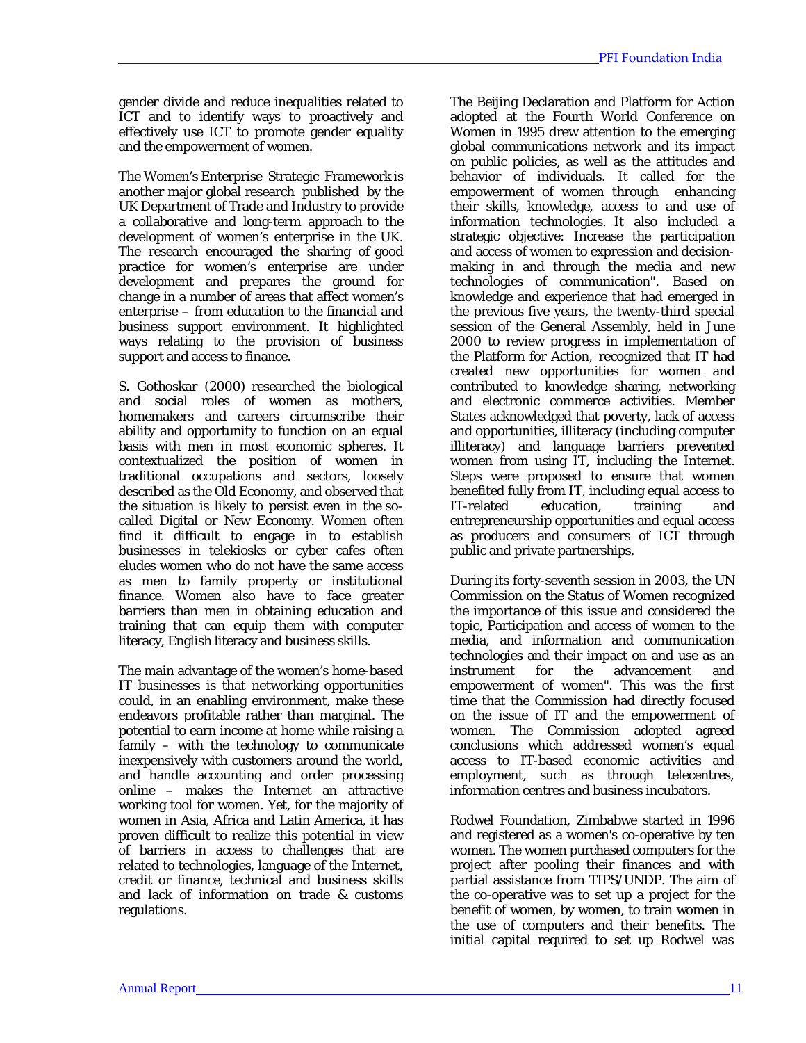gender divide and reduce inequalities related to ICT and to identify ways to proactively and effectively use ICT to promote gender equality and the empowerment of women.

The Women's Enterprise Strategic Framework is another major global research published by the UK Department of Trade and Industry to provide a collaborative and long-term approach to the development of women's enterprise in the UK. The research encouraged the sharing of good practice for women's enterprise are under development and prepares the ground for change in a number of areas that affect women's enterprise – from education to the financial and business support environment. It highlighted ways relating to the provision of business support and access to finance.

S. Gothoskar (2000) researched the biological and social roles of women as mothers, homemakers and careers circumscribe their ability and opportunity to function on an equal basis with men in most economic spheres. It contextualized the position of women in traditional occupations and sectors, loosely described as the Old Economy, and observed that the situation is likely to persist even in the so-called Digital or New Economy. Women often find it difficult to engage in to establish businesses in telekiosks or cyber cafes often eludes women who do not have the same access as men to family property or institutional finance. Women also have to face greater barriers than men in obtaining education and training that can equip them with computer literacy, English literacy and business skills.

The main advantage of the women's home-based IT businesses is that networking opportunities could, in an enabling environment, make these endeavors profitable rather than marginal. The potential to earn income at home while raising a family – with the technology to communicate inexpensively with customers around the world, and handle accounting and order processing online – makes the Internet an attractive working tool for women. Yet, for the majority of women in Asia, Africa and Latin America, it has proven difficult to realize this potential in view of barriers in access to challenges that are related to technologies, language of the Internet, credit or finance, technical and business skills and lack of information on trade & customs regulations.

The Beijing Declaration and Platform for Action adopted at the Fourth World Conference on Women in 1995 drew attention to the emerging global communications network and its impact on public policies, as well as the attitudes and behavior of individuals. It called for the empowerment of women through enhancing their skills, knowledge, access to and use of information technologies. It also included a strategic objective: Increase the participation and access of women to expression and decision-making in and through the media and new technologies of communication". Based on knowledge and experience that had emerged in the previous five years, the twenty-third special session of the General Assembly, held in June 2000 to review progress in implementation of the Platform for Action, recognized that IT had created new opportunities for women and contributed to knowledge sharing, networking and electronic commerce activities. Member States acknowledged that poverty, lack of access and opportunities, illiteracy (including computer illiteracy) and language barriers prevented women from using IT, including the Internet. Steps were proposed to ensure that women benefited fully from IT, including equal access to IT-related education, training and entrepreneurship opportunities and equal access as producers and consumers of ICT through public and private partnerships.

During its forty-seventh session in 2003, the UN Commission on the Status of Women recognized the importance of this issue and considered the topic, Participation and access of women to the media, and information and communication technologies and their impact on and use as an instrument for the advancement and empowerment of women". This was the first time that the Commission had directly focused on the issue of IT and the empowerment of women. The Commission adopted agreed conclusions which addressed women's equal access to IT-based economic activities and employment, such as through telecentres, information centres and business incubators.

Rodwel Foundation, Zimbabwe started in 1996 and registered as a women's co-operative by ten women. The women purchased computers for the project after pooling their finances and with partial assistance from TIPS/UNDP. The aim of the co-operative was to set up a project for the benefit of women, by women, to train women in the use of computers and their benefits. The initial capital required to set up Rodwel was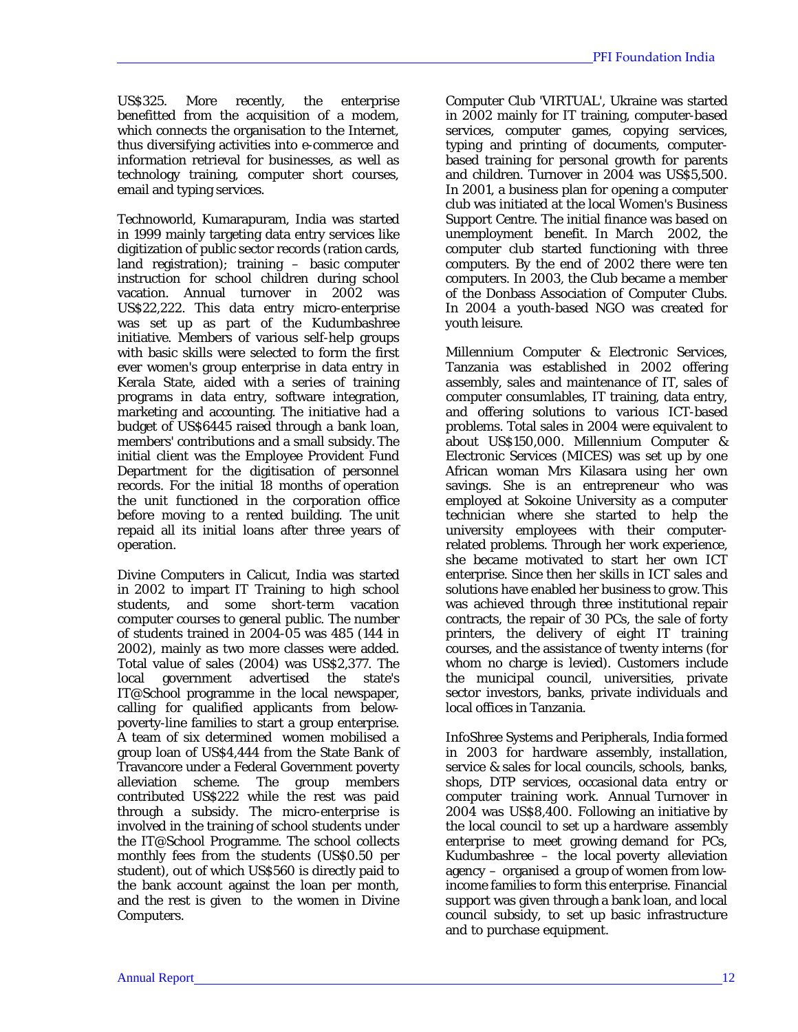US$325. More recently, the enterprise benefitted from the acquisition of a modem, which connects the organisation to the Internet, thus diversifying activities into e-commerce and information retrieval for businesses, as well as technology training, computer short courses, email and typing services.

Technoworld, Kumarapuram, India was started in 1999 mainly targeting data entry services like digitization of public sector records (ration cards, land registration); training – basic computer instruction for school children during school vacation. Annual turnover in 2002 was US$22,222. This data entry micro-enterprise was set up as part of the Kudumbashree initiative. Members of various self-help groups with basic skills were selected to form the first ever women's group enterprise in data entry in Kerala State, aided with a series of training programs in data entry, software integration, marketing and accounting. The initiative had a budget of US$6445 raised through a bank loan, members' contributions and a small subsidy. The initial client was the Employee Provident Fund Department for the digitisation of personnel records. For the initial 18 months of operation the unit functioned in the corporation office before moving to a rented building. The unit repaid all its initial loans after three years of operation.

Divine Computers in Calicut, India was started in 2002 to impart IT Training to high school students, and some short-term vacation computer courses to general public. The number of students trained in 2004-05 was 485 (144 in 2002), mainly as two more classes were added. Total value of sales (2004) was US$2,377. The local government advertised the state's IT@School programme in the local newspaper, calling for qualified applicants from below-poverty-line families to start a group enterprise. A team of six determined women mobilised a group loan of US$4,444 from the State Bank of Travancore under a Federal Government poverty alleviation scheme. The group members contributed US$222 while the rest was paid through a subsidy. The micro-enterprise is involved in the training of school students under the IT@School Programme. The school collects monthly fees from the students (US$0.50 per student), out of which US$560 is directly paid to the bank account against the loan per month, and the rest is given to the women in Divine Computers.

Computer Club 'VIRTUAL', Ukraine was started in 2002 mainly for IT training, computer-based services, computer games, copying services, typing and printing of documents, computer-based training for personal growth for parents and children. Turnover in 2004 was US$5,500. In 2001, a business plan for opening a computer club was initiated at the local Women's Business Support Centre. The initial finance was based on unemployment benefit. In March 2002, the computer club started functioning with three computers. By the end of 2002 there were ten computers. In 2003, the Club became a member of the Donbass Association of Computer Clubs. In 2004 a youth-based NGO was created for youth leisure.

Millennium Computer & Electronic Services, Tanzania was established in 2002 offering assembly, sales and maintenance of IT, sales of computer consumlables, IT training, data entry, and offering solutions to various ICT-based problems. Total sales in 2004 were equivalent to about US$150,000. Millennium Computer & Electronic Services (MICES) was set up by one African woman Mrs Kilasara using her own savings. She is an entrepreneur who was employed at Sokoine University as a computer technician where she started to help the university employees with their computer-related problems. Through her work experience, she became motivated to start her own ICT enterprise. Since then her skills in ICT sales and solutions have enabled her business to grow. This was achieved through three institutional repair contracts, the repair of 30 PCs, the sale of forty printers, the delivery of eight IT training courses, and the assistance of twenty interns (for whom no charge is levied). Customers include the municipal council, universities, private sector investors, banks, private individuals and local offices in Tanzania.

InfoShree Systems and Peripherals, India formed in 2003 for hardware assembly, installation, service & sales for local councils, schools, banks, shops, DTP services, occasional data entry or computer training work. Annual Turnover in 2004 was US$8,400. Following an initiative by the local council to set up a hardware assembly enterprise to meet growing demand for PCs, Kudumbashree – the local poverty alleviation agency – organised a group of women from low-income families to form this enterprise. Financial support was given through a bank loan, and local council subsidy, to set up basic infrastructure and to purchase equipment.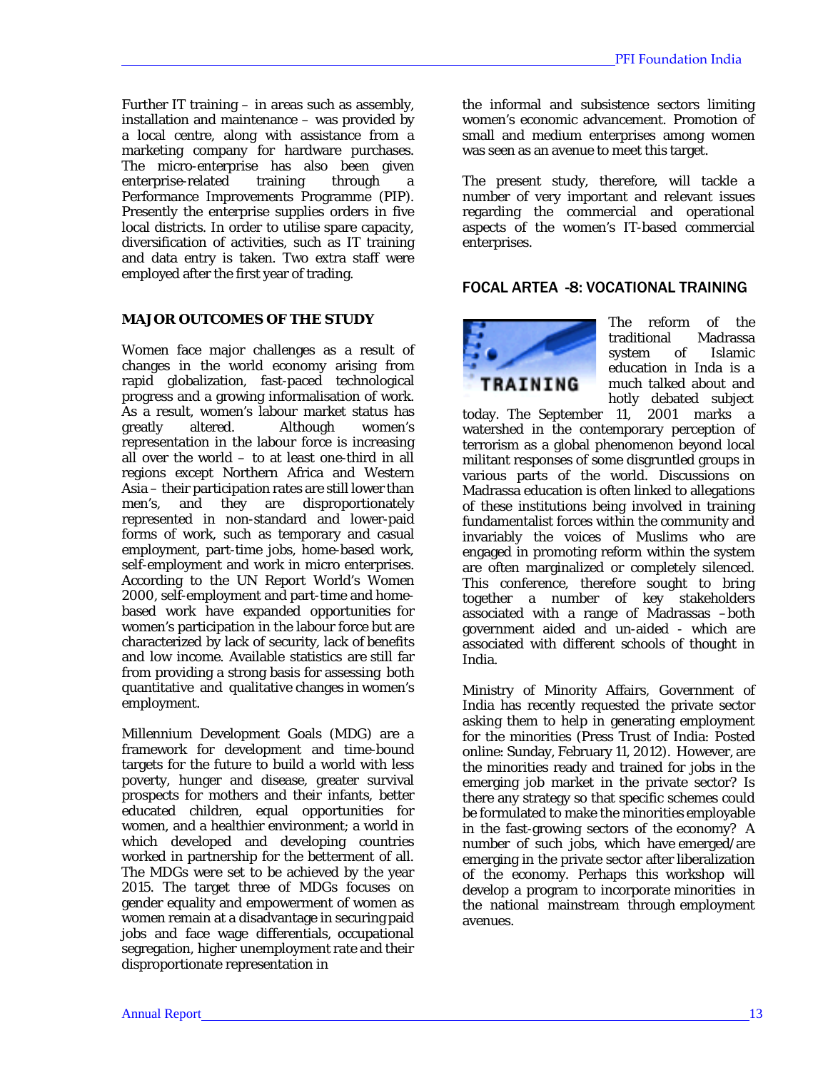Further IT training – in areas such as assembly, installation and maintenance – was provided by a local centre, along with assistance from a marketing company for hardware purchases. The micro-enterprise has also been given enterprise-related training through a Performance Improvements Programme (PIP). Presently the enterprise supplies orders in five local districts. In order to utilise spare capacity, diversification of activities, such as IT training and data entry is taken. Two extra staff were employed after the first year of trading.

**MAJOR OUTCOMES OF THE STUDY**

Women face major challenges as a result of changes in the world economy arising from rapid globalization, fast-paced technological progress and a growing informalisation of work. As a result, women's labour market status has greatly altered. Although women's representation in the labour force is increasing all over the world – to at least one-third in all regions except Northern Africa and Western Asia – their participation rates are still lower than men's, and they are disproportionately represented in non-standard and lower-paid forms of work, such as temporary and casual employment, part-time jobs, home-based work, self-employment and work in micro enterprises. According to the UN Report World's Women 2000, self-employment and part-time and home-based work have expanded opportunities for women's participation in the labour force but are characterized by lack of security, lack of benefits and low income. Available statistics are still far from providing a strong basis for assessing both quantitative and qualitative changes in women's employment.

Millennium Development Goals (MDG) are a framework for development and time-bound targets for the future to build a world with less poverty, hunger and disease, greater survival prospects for mothers and their infants, better educated children, equal opportunities for women, and a healthier environment; a world in which developed and developing countries worked in partnership for the betterment of all. The MDGs were set to be achieved by the year 2015. The target three of MDGs focuses on gender equality and empowerment of women as women remain at a disadvantage in securing paid jobs and face wage differentials, occupational segregation, higher unemployment rate and their disproportionate representation in the informal and subsistence sectors limiting women's economic advancement. Promotion of small and medium enterprises among women was seen as an avenue to meet this target.

The present study, therefore, will tackle a number of very important and relevant issues regarding the commercial and operational aspects of the women's IT-based commercial enterprises.

## FOCAL ARTEA -8: VOCATIONAL TRAINING

The reform of the traditional Madrassa system of Islamic education in Inda is a much talked about and hotly debated subject today. The September 11, 2001 marks a watershed in the contemporary perception of terrorism as a global phenomenon beyond local militant responses of some disgruntled groups in various parts of the world. Discussions on Madrassa education is often linked to allegations of these institutions being involved in training fundamentalist forces within the community and invariably the voices of Muslims who are engaged in promoting reform within the system are often marginalized or completely silenced. This conference, therefore sought to bring together a number of key stakeholders associated with a range of Madrassas –both government aided and un-aided - which are associated with different schools of thought in India.

Ministry of Minority Affairs, Government of India has recently requested the private sector asking them to help in generating employment for the minorities (Press Trust of India: Posted online: Sunday, February 11, 2012). However, are the minorities ready and trained for jobs in the emerging job market in the private sector? Is there any strategy so that specific schemes could be formulated to make the minorities employable in the fast-growing sectors of the economy? A number of such jobs, which have emerged/are emerging in the private sector after liberalization of the economy. Perhaps this workshop will develop a program to incorporate minorities in the national mainstream through employment avenues.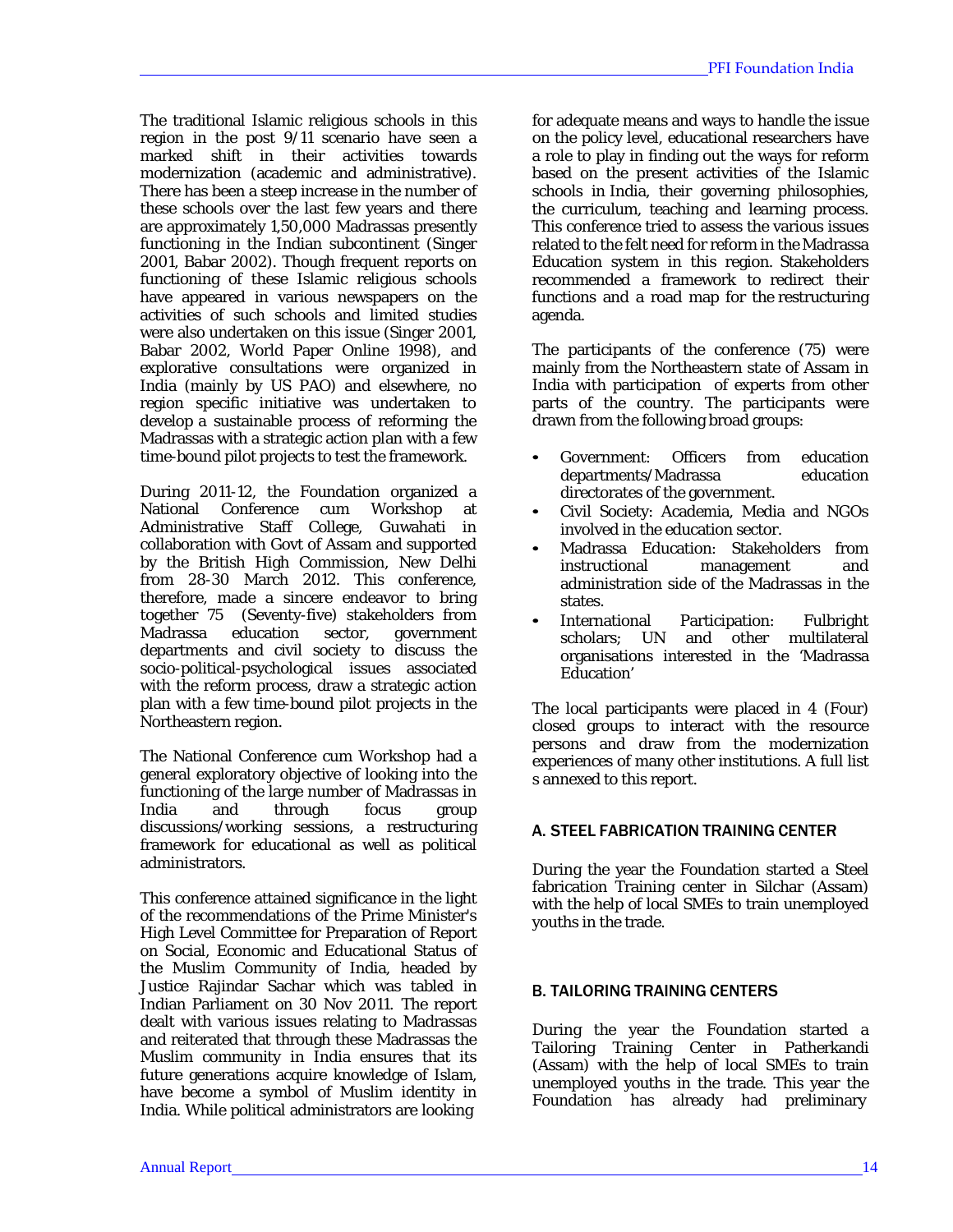The traditional Islamic religious schools in this region in the post 9/11 scenario have seen a marked shift in their activities towards modernization (academic and administrative). There has been a steep increase in the number of these schools over the last few years and there are approximately 1,50,000 Madrassas presently functioning in the Indian subcontinent (Singer 2001, Babar 2002). Though frequent reports on functioning of these Islamic religious schools have appeared in various newspapers on the activities of such schools and limited studies were also undertaken on this issue (Singer 2001, Babar 2002, World Paper Online 1998), and explorative consultations were organized in India (mainly by US PAO) and elsewhere, no region specific initiative was undertaken to develop a sustainable process of reforming the Madrassas with a strategic action plan with a few time-bound pilot projects to test the framework.

During 2011-12, the Foundation organized a National Conference cum Workshop at Administrative Staff College, Guwahati in collaboration with Govt of Assam and supported by the British High Commission, New Delhi from 28-30 March 2012. This conference, therefore, made a sincere endeavor to bring together 75 (Seventy-five) stakeholders from Madrassa education sector, government departments and civil society to discuss the socio-political-psychological issues associated with the reform process, draw a strategic action plan with a few time-bound pilot projects in the Northeastern region.

The National Conference cum Workshop had a general exploratory objective of looking into the functioning of the large number of Madrassas in India and through focus group discussions/working sessions, a restructuring framework for educational as well as political administrators.

This conference attained significance in the light of the recommendations of the Prime Minister's High Level Committee for Preparation of Report on Social, Economic and Educational Status of the Muslim Community of India, headed by Justice Rajindar Sachar which was tabled in Indian Parliament on 30 Nov 2011. The report dealt with various issues relating to Madrassas and reiterated that through these Madrassas the Muslim community in India ensures that its future generations acquire knowledge of Islam, have become a symbol of Muslim identity in India. While political administrators are looking for adequate means and ways to handle the issue on the policy level, educational researchers have a role to play in finding out the ways for reform based on the present activities of the Islamic schools in India, their governing philosophies, the curriculum, teaching and learning process. This conference tried to assess the various issues related to the felt need for reform in the Madrassa Education system in this region. Stakeholders recommended a framework to redirect their functions and a road map for the restructuring agenda.

The participants of the conference (75) were mainly from the Northeastern state of Assam in India with participation of experts from other parts of the country. The participants were drawn from the following broad groups:

- Government: Officers from education departments/Madrassa education directorates of the government.
- Civil Society: Academia, Media and NGOs involved in the education sector.
- Madrassa Education: Stakeholders from instructional management and administration side of the Madrassas in the states.
- International Participation: Fulbright scholars; UN and other multilateral organisations interested in the 'Madrassa Education'

The local participants were placed in 4 (Four) closed groups to interact with the resource persons and draw from the modernization experiences of many other institutions. A full list s annexed to this report.

## A. STEEL FABRICATION TRAINING CENTER

During the year the Foundation started a Steel fabrication Training center in Silchar (Assam) with the help of local SMEs to train unemployed youths in the trade.

## B. TAILORING TRAINING CENTERS

During the year the Foundation started a Tailoring Training Center in Patherkandi (Assam) with the help of local SMEs to train unemployed youths in the trade. This year the Foundation has already had preliminary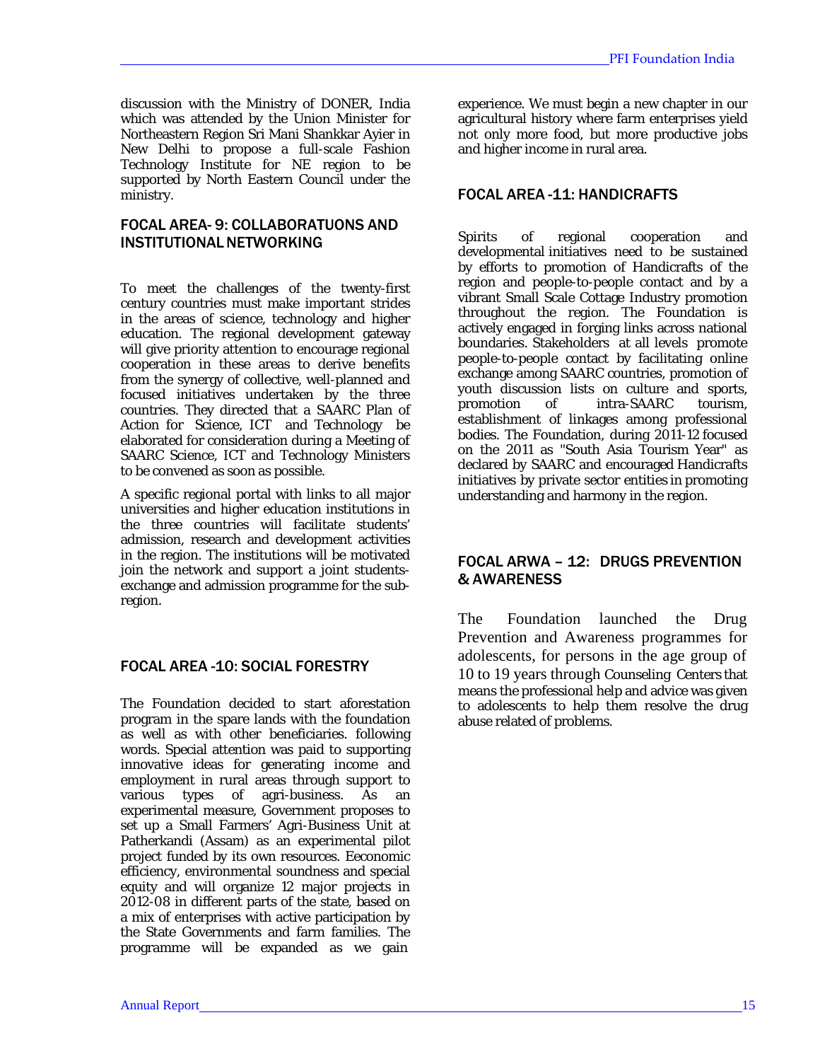discussion with the Ministry of DONER, India which was attended by the Union Minister for Northeastern Region Sri Mani Shankkar Ayier in New Delhi to propose a full-scale Fashion Technology Institute for NE region to be supported by North Eastern Council under the ministry.

## FOCAL AREA- 9: COLLABORATUONS AND INSTITUTIONAL NETWORKING

To meet the challenges of the twenty-first century countries must make important strides in the areas of science, technology and higher education. The regional development gateway will give priority attention to encourage regional cooperation in these areas to derive benefits from the synergy of collective, well-planned and focused initiatives undertaken by the three countries. They directed that a SAARC Plan of Action for Science, ICT and Technology be elaborated for consideration during a Meeting of SAARC Science, ICT and Technology Ministers to be convened as soon as possible.

A specific regional portal with links to all major universities and higher education institutions in the three countries will facilitate students' admission, research and development activities in the region. The institutions will be motivated join the network and support a joint students-exchange and admission programme for the sub-region.

## FOCAL AREA -10: SOCIAL FORESTRY

The Foundation decided to start aforestation program in the spare lands with the foundation as well as with other beneficiaries. following words. Special attention was paid to supporting innovative ideas for generating income and employment in rural areas through support to various types of agri-business. As an experimental measure, Government proposes to set up a Small Farmers' Agri-Business Unit at Patherkandi (Assam) as an experimental pilot project funded by its own resources. Eeconomic efficiency, environmental soundness and special equity and will organize 12 major projects in 2012-08 in different parts of the state, based on a mix of enterprises with active participation by the State Governments and farm families. The programme will be expanded as we gain experience. We must begin a new chapter in our agricultural history where farm enterprises yield not only more food, but more productive jobs and higher income in rural area.

## FOCAL AREA -11: HANDICRAFTS

Spirits of regional cooperation and developmental initiatives need to be sustained by efforts to promotion of Handicrafts of the region and people-to-people contact and by a vibrant Small Scale Cottage Industry promotion throughout the region. The Foundation is actively engaged in forging links across national boundaries. Stakeholders at all levels promote people-to-people contact by facilitating online exchange among SAARC countries, promotion of youth discussion lists on culture and sports, promotion of intra-SAARC tourism, establishment of linkages among professional bodies. The Foundation, during 2011-12 focused on the 2011 as "South Asia Tourism Year" as declared by SAARC and encouraged Handicrafts initiatives by private sector entities in promoting understanding and harmony in the region.

## FOCAL ARWA – 12: DRUGS PREVENTION & AWARENESS

The Foundation launched the Drug Prevention and Awareness programmes for adolescents, for persons in the age group of 10 to 19 years through Counseling Centers that means the professional help and advice was given to adolescents to help them resolve the drug abuse related of problems.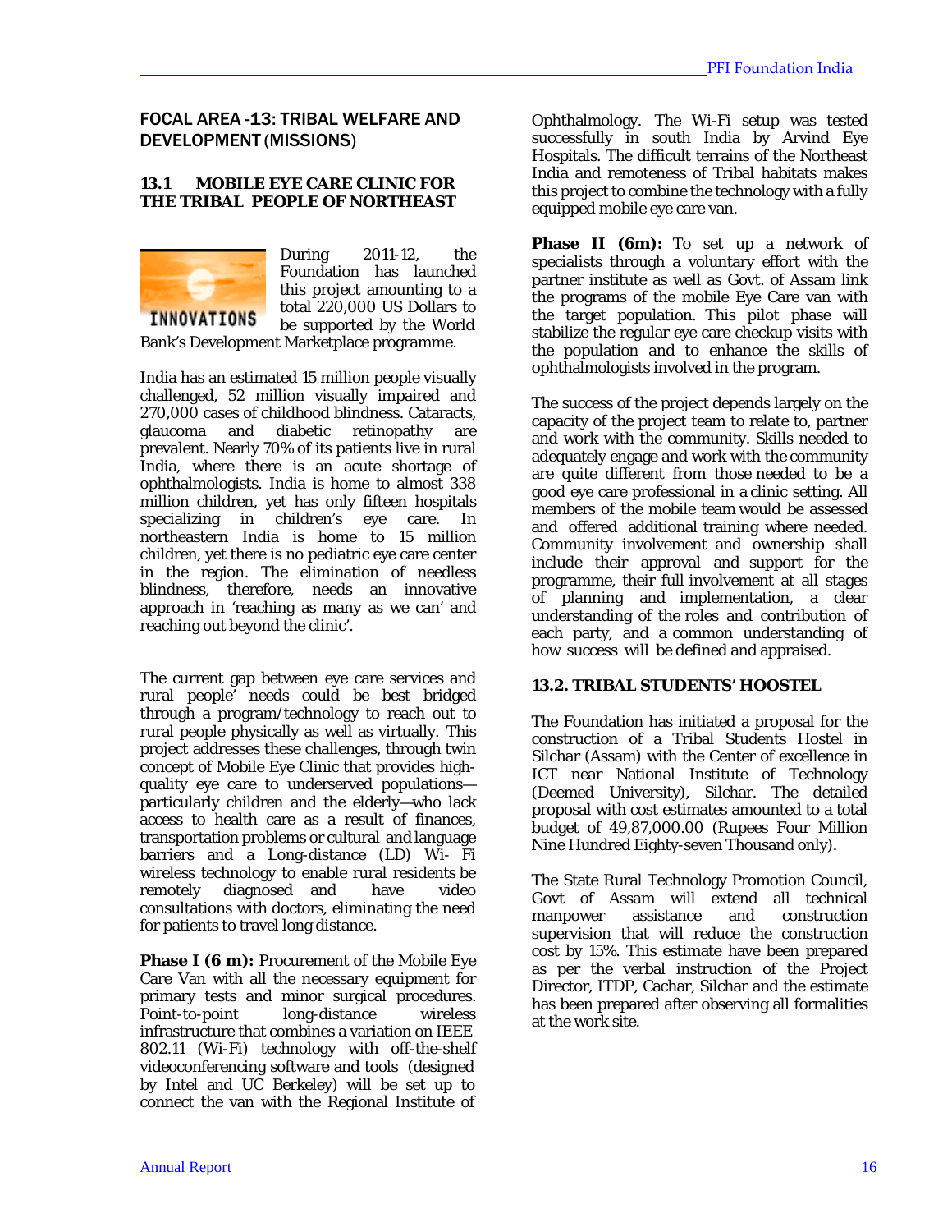## FOCAL AREA -13: TRIBAL WELFARE AND DEVELOPMENT (MISSIONS)

### 13.1 MOBILE EYE CARE CLINIC FOR THE TRIBAL PEOPLE OF NORTHEAST

INNOVATIONS

During 2011-12, the Foundation has launched this project amounting to a total 220,000 US Dollars to be supported by the World Bank's Development Marketplace programme.

India has an estimated 15 million people visually challenged, 52 million visually impaired and 270,000 cases of childhood blindness. Cataracts, glaucoma and diabetic retinopathy are prevalent. Nearly 70% of its patients live in rural India, where there is an acute shortage of ophthalmologists. India is home to almost 338 million children, yet has only fifteen hospitals specializing in children's eye care. In northeastern India is home to 15 million children, yet there is no pediatric eye care center in the region. The elimination of needless blindness, therefore, needs an innovative approach in 'reaching as many as we can' and reaching out beyond the clinic'.

The current gap between eye care services and rural people' needs could be best bridged through a program/technology to reach out to rural people physically as well as virtually. This project addresses these challenges, through twin concept of Mobile Eye Clinic that provides high-quality eye care to underserved populations—particularly children and the elderly—who lack access to health care as a result of finances, transportation problems or cultural and language barriers and a Long-distance (LD) Wi- Fi wireless technology to enable rural residents be remotely diagnosed and have video consultations with doctors, eliminating the need for patients to travel long distance.

**Phase I (6 m):** Procurement of the Mobile Eye Care Van with all the necessary equipment for primary tests and minor surgical procedures. Point-to-point long-distance wireless infrastructure that combines a variation on IEEE 802.11 (Wi-Fi) technology with off-the-shelf videoconferencing software and tools (designed by Intel and UC Berkeley) will be set up to connect the van with the Regional Institute of Ophthalmology. The Wi-Fi setup was tested successfully in south India by Arvind Eye Hospitals. The difficult terrains of the Northeast India and remoteness of Tribal habitats makes this project to combine the technology with a fully equipped mobile eye care van.

**Phase II (6m):** To set up a network of specialists through a voluntary effort with the partner institute as well as Govt. of Assam link the programs of the mobile Eye Care van with the target population. This pilot phase will stabilize the regular eye care checkup visits with the population and to enhance the skills of ophthalmologists involved in the program.

The success of the project depends largely on the capacity of the project team to relate to, partner and work with the community. Skills needed to adequately engage and work with the community are quite different from those needed to be a good eye care professional in a clinic setting. All members of the mobile team would be assessed and offered additional training where needed. Community involvement and ownership shall include their approval and support for the programme, their full involvement at all stages of planning and implementation, a clear understanding of the roles and contribution of each party, and a common understanding of how success will be defined and appraised.

### 13.2. TRIBAL STUDENTS' HOOSTEL

The Foundation has initiated a proposal for the construction of a Tribal Students Hostel in Silchar (Assam) with the Center of excellence in ICT near National Institute of Technology (Deemed University), Silchar. The detailed proposal with cost estimates amounted to a total budget of 49,87,000.00 (Rupees Four Million Nine Hundred Eighty-seven Thousand only).

The State Rural Technology Promotion Council, Govt of Assam will extend all technical manpower assistance and construction supervision that will reduce the construction cost by 15%. This estimate have been prepared as per the verbal instruction of the Project Director, ITDP, Cachar, Silchar and the estimate has been prepared after observing all formalities at the work site.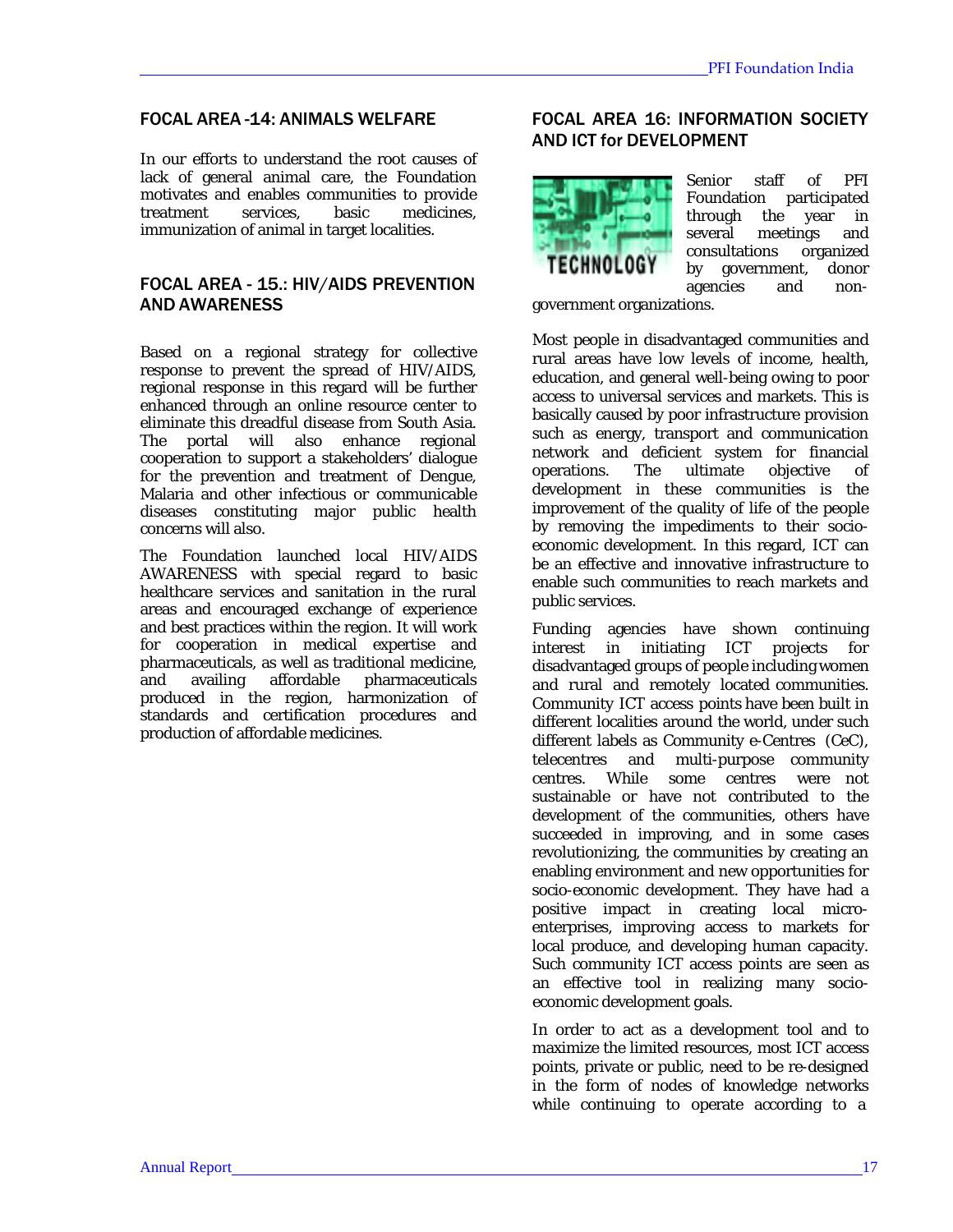## FOCAL AREA -14: ANIMALS WELFARE

In our efforts to understand the root causes of lack of general animal care, the Foundation motivates and enables communities to provide treatment services, basic medicines, immunization of animal in target localities.

## FOCAL AREA - 15.: HIV/AIDS PREVENTION AND AWARENESS

Based on a regional strategy for collective response to prevent the spread of HIV/AIDS, regional response in this regard will be further enhanced through an online resource center to eliminate this dreadful disease from South Asia. The portal will also enhance regional cooperation to support a stakeholders' dialogue for the prevention and treatment of Dengue, Malaria and other infectious or communicable diseases constituting major public health concerns will also.

The Foundation launched local HIV/AIDS AWARENESS with special regard to basic healthcare services and sanitation in the rural areas and encouraged exchange of experience and best practices within the region. It will work for cooperation in medical expertise and pharmaceuticals, as well as traditional medicine, and availing affordable pharmaceuticals produced in the region, harmonization of standards and certification procedures and production of affordable medicines.

## FOCAL AREA 16: INFORMATION SOCIETY AND ICT for DEVELOPMENT

Senior staff of PFI Foundation participated through the year in several meetings and consultations organized by government, donor agencies and non-government organizations.

Most people in disadvantaged communities and rural areas have low levels of income, health, education, and general well-being owing to poor access to universal services and markets. This is basically caused by poor infrastructure provision such as energy, transport and communication network and deficient system for financial operations. The ultimate objective of development in these communities is the improvement of the quality of life of the people by removing the impediments to their socio-economic development. In this regard, ICT can be an effective and innovative infrastructure to enable such communities to reach markets and public services.

Funding agencies have shown continuing interest in initiating ICT projects for disadvantaged groups of people including women and rural and remotely located communities. Community ICT access points have been built in different localities around the world, under such different labels as Community e-Centres (CeC), telecentres and multi-purpose community centres. While some centres were not sustainable or have not contributed to the development of the communities, others have succeeded in improving, and in some cases revolutionizing, the communities by creating an enabling environment and new opportunities for socio-economic development. They have had a positive impact in creating local micro-enterprises, improving access to markets for local produce, and developing human capacity. Such community ICT access points are seen as an effective tool in realizing many socio-economic development goals.

In order to act as a development tool and to maximize the limited resources, most ICT access points, private or public, need to be re-designed in the form of nodes of knowledge networks while continuing to operate according to a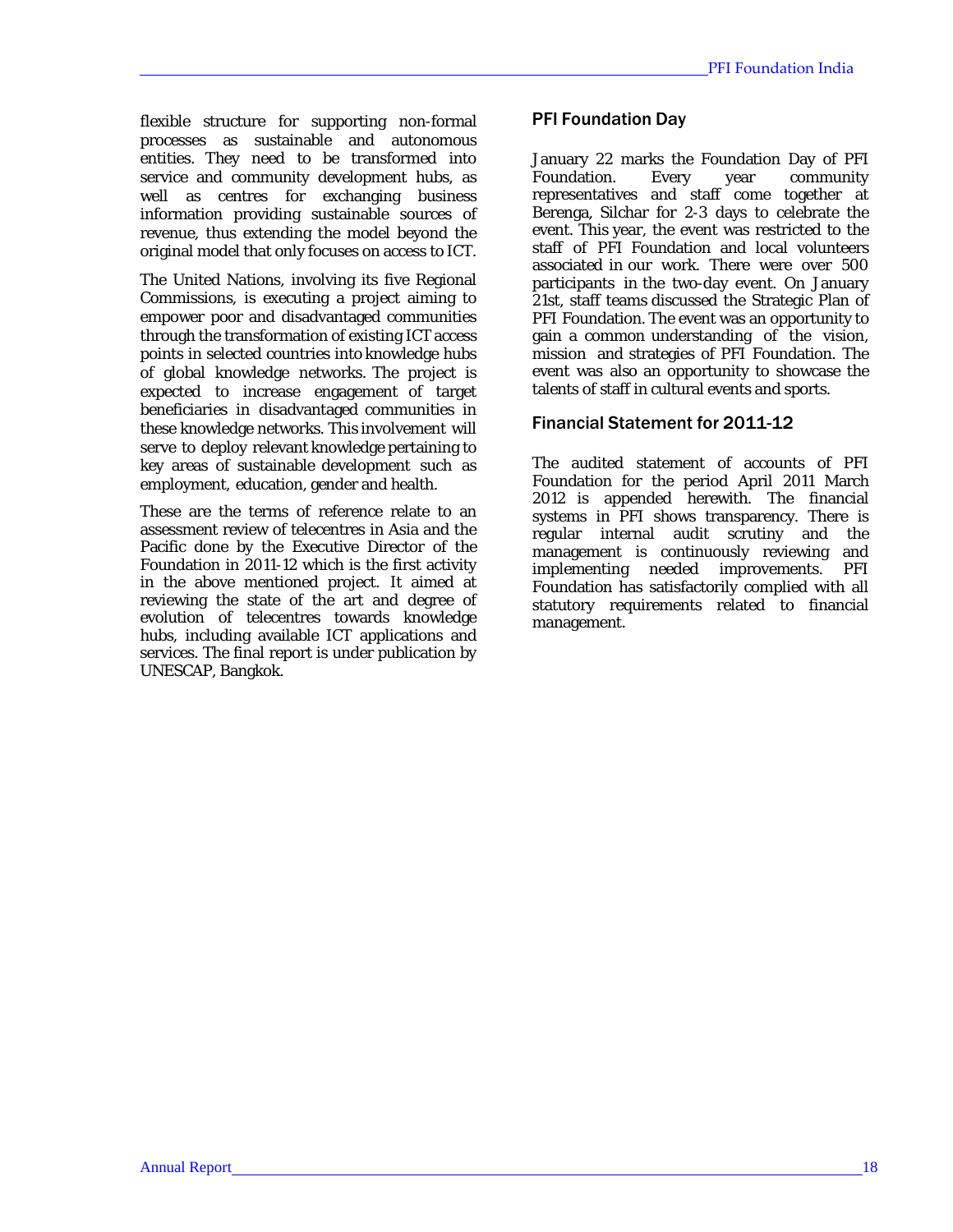flexible structure for supporting non-formal processes as sustainable and autonomous entities. They need to be transformed into service and community development hubs, as well as centres for exchanging business information providing sustainable sources of revenue, thus extending the model beyond the original model that only focuses on access to ICT.

The United Nations, involving its five Regional Commissions, is executing a project aiming to empower poor and disadvantaged communities through the transformation of existing ICT access points in selected countries into knowledge hubs of global knowledge networks. The project is expected to increase engagement of target beneficiaries in disadvantaged communities in these knowledge networks. This involvement will serve to deploy relevant knowledge pertaining to key areas of sustainable development such as employment, education, gender and health.

These are the terms of reference relate to an assessment review of telecentres in Asia and the Pacific done by the Executive Director of the Foundation in 2011-12 which is the first activity in the above mentioned project. It aimed at reviewing the state of the art and degree of evolution of telecentres towards knowledge hubs, including available ICT applications and services. The final report is under publication by UNESCAP, Bangkok.

### PFI Foundation Day

January 22 marks the Foundation Day of PFI Foundation. Every year community representatives and staff come together at Berenga, Silchar for 2-3 days to celebrate the event. This year, the event was restricted to the staff of PFI Foundation and local volunteers associated in our work. There were over 500 participants in the two-day event. On January 21st, staff teams discussed the Strategic Plan of PFI Foundation. The event was an opportunity to gain a common understanding of the vision, mission and strategies of PFI Foundation. The event was also an opportunity to showcase the talents of staff in cultural events and sports.

### Financial Statement for 2011-12

The audited statement of accounts of PFI Foundation for the period April 2011 March 2012 is appended herewith. The financial systems in PFI shows transparency. There is regular internal audit scrutiny and the management is continuously reviewing and implementing needed improvements. PFI Foundation has satisfactorily complied with all statutory requirements related to financial management.